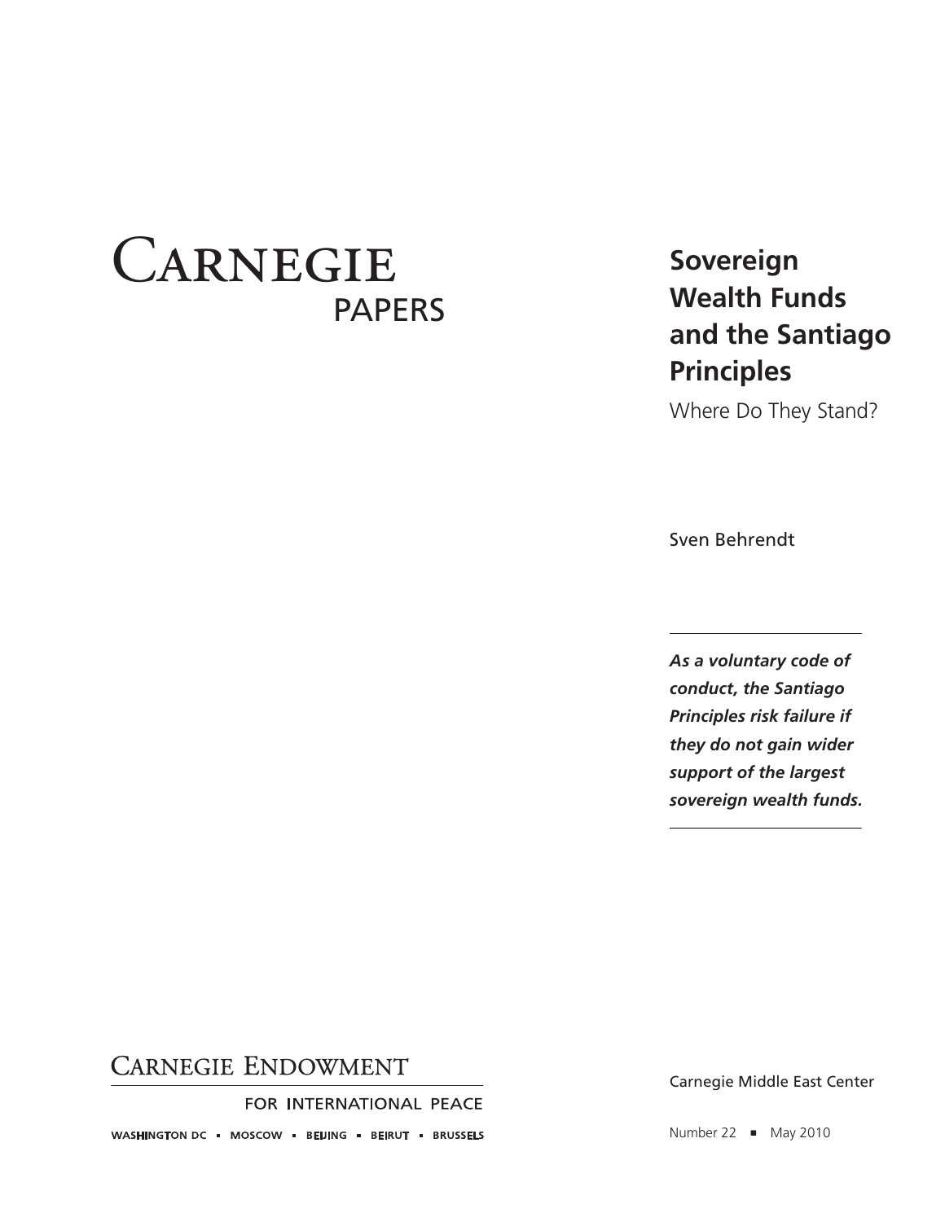CARNEGIE PAPERS

# Sovereign Wealth Funds and the Santiago Principles

Where Do They Stand?

Sven Behrendt

***As a voluntary code of conduct, the Santiago Principles risk failure if they do not gain wider support of the largest sovereign wealth funds.***

CARNEGIE ENDOWMENT FOR INTERNATIONAL PEACE

WASHINGTON DC ▪ MOSCOW ▪ BEIJING ▪ BEIRUT ▪ BRUSSELS

Carnegie Middle East Center

Number 22 ▪ May 2010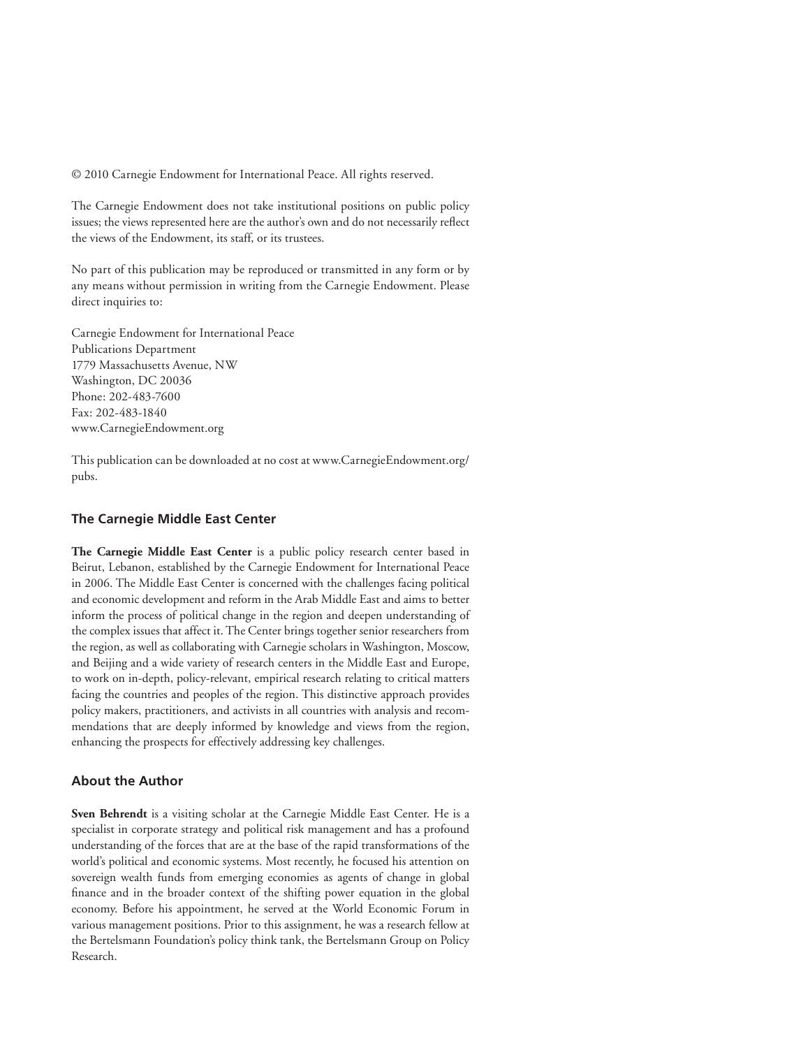© 2010 Carnegie Endowment for International Peace. All rights reserved.

The Carnegie Endowment does not take institutional positions on public policy issues; the views represented here are the author's own and do not necessarily reflect the views of the Endowment, its staff, or its trustees.

No part of this publication may be reproduced or transmitted in any form or by any means without permission in writing from the Carnegie Endowment. Please direct inquiries to:

Carnegie Endowment for International Peace
Publications Department
1779 Massachusetts Avenue, NW
Washington, DC 20036
Phone: 202-483-7600
Fax: 202-483-1840
www.CarnegieEndowment.org

This publication can be downloaded at no cost at www.CarnegieEndowment.org/pubs.

## The Carnegie Middle East Center

**The Carnegie Middle East Center** is a public policy research center based in Beirut, Lebanon, established by the Carnegie Endowment for International Peace in 2006. The Middle East Center is concerned with the challenges facing political and economic development and reform in the Arab Middle East and aims to better inform the process of political change in the region and deepen understanding of the complex issues that affect it. The Center brings together senior researchers from the region, as well as collaborating with Carnegie scholars in Washington, Moscow, and Beijing and a wide variety of research centers in the Middle East and Europe, to work on in-depth, policy-relevant, empirical research relating to critical matters facing the countries and peoples of the region. This distinctive approach provides policy makers, practitioners, and activists in all countries with analysis and recommendations that are deeply informed by knowledge and views from the region, enhancing the prospects for effectively addressing key challenges.

## About the Author

**Sven Behrendt** is a visiting scholar at the Carnegie Middle East Center. He is a specialist in corporate strategy and political risk management and has a profound understanding of the forces that are at the base of the rapid transformations of the world's political and economic systems. Most recently, he focused his attention on sovereign wealth funds from emerging economies as agents of change in global finance and in the broader context of the shifting power equation in the global economy. Before his appointment, he served at the World Economic Forum in various management positions. Prior to this assignment, he was a research fellow at the Bertelsmann Foundation's policy think tank, the Bertelsmann Group on Policy Research.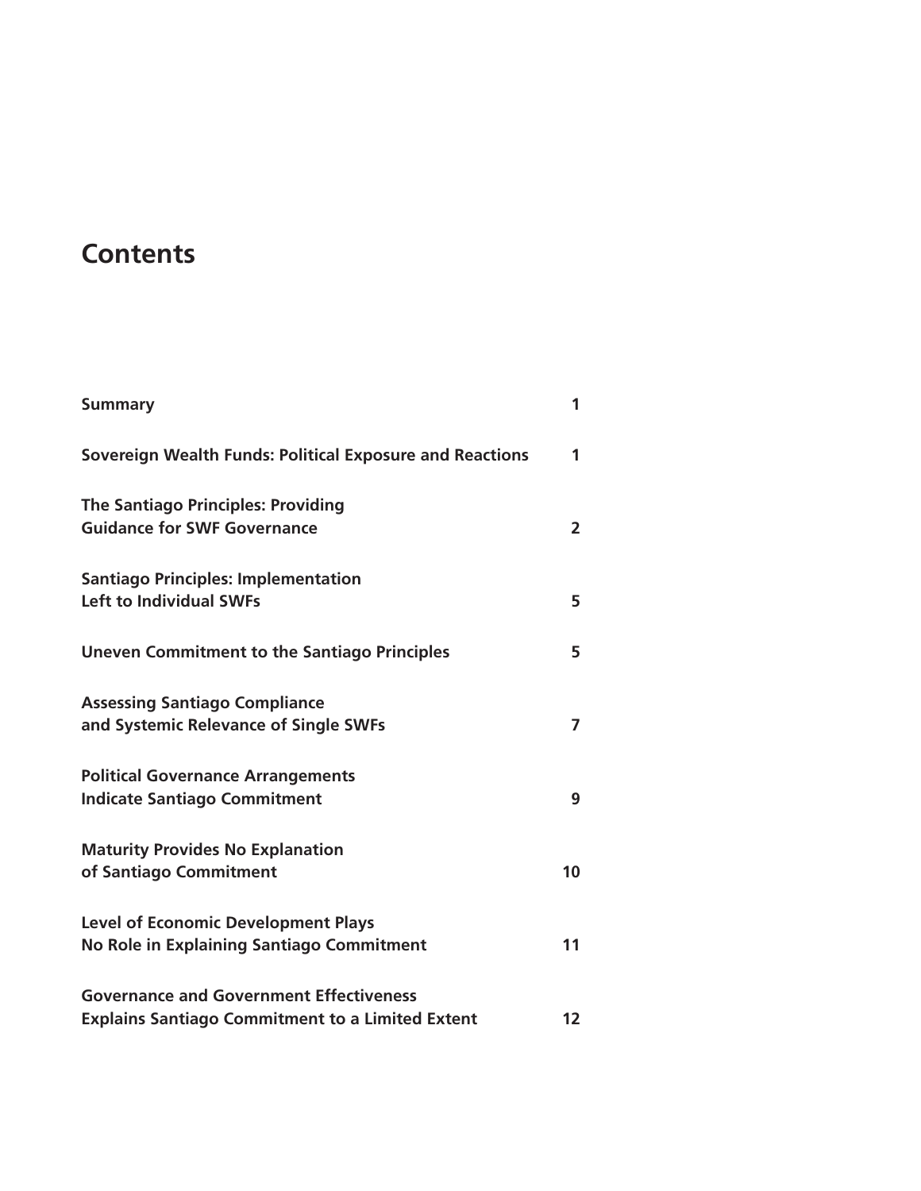# Contents

| | |
|---|---|
| **Summary** | **1** |
| **Sovereign Wealth Funds: Political Exposure and Reactions** | **1** |
| **The Santiago Principles: Providing Guidance for SWF Governance** | **2** |
| **Santiago Principles: Implementation Left to Individual SWFs** | **5** |
| **Uneven Commitment to the Santiago Principles** | **5** |
| **Assessing Santiago Compliance and Systemic Relevance of Single SWFs** | **7** |
| **Political Governance Arrangements Indicate Santiago Commitment** | **9** |
| **Maturity Provides No Explanation of Santiago Commitment** | **10** |
| **Level of Economic Development Plays No Role in Explaining Santiago Commitment** | **11** |
| **Governance and Government Effectiveness Explains Santiago Commitment to a Limited Extent** | **12** |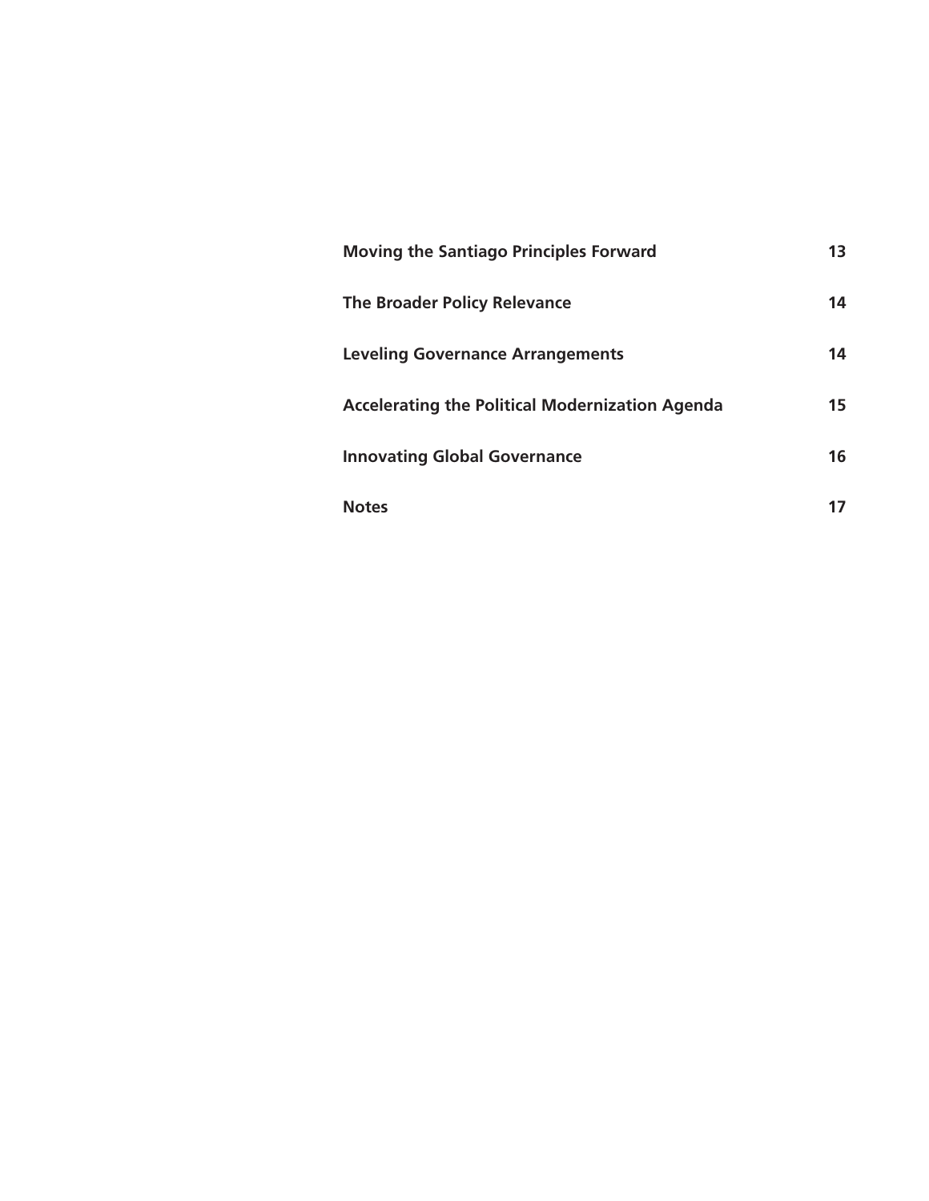| | |
|---|---|
| **Moving the Santiago Principles Forward** | **13** |
| **The Broader Policy Relevance** | **14** |
| **Leveling Governance Arrangements** | **14** |
| **Accelerating the Political Modernization Agenda** | **15** |
| **Innovating Global Governance** | **16** |
| **Notes** | **17** |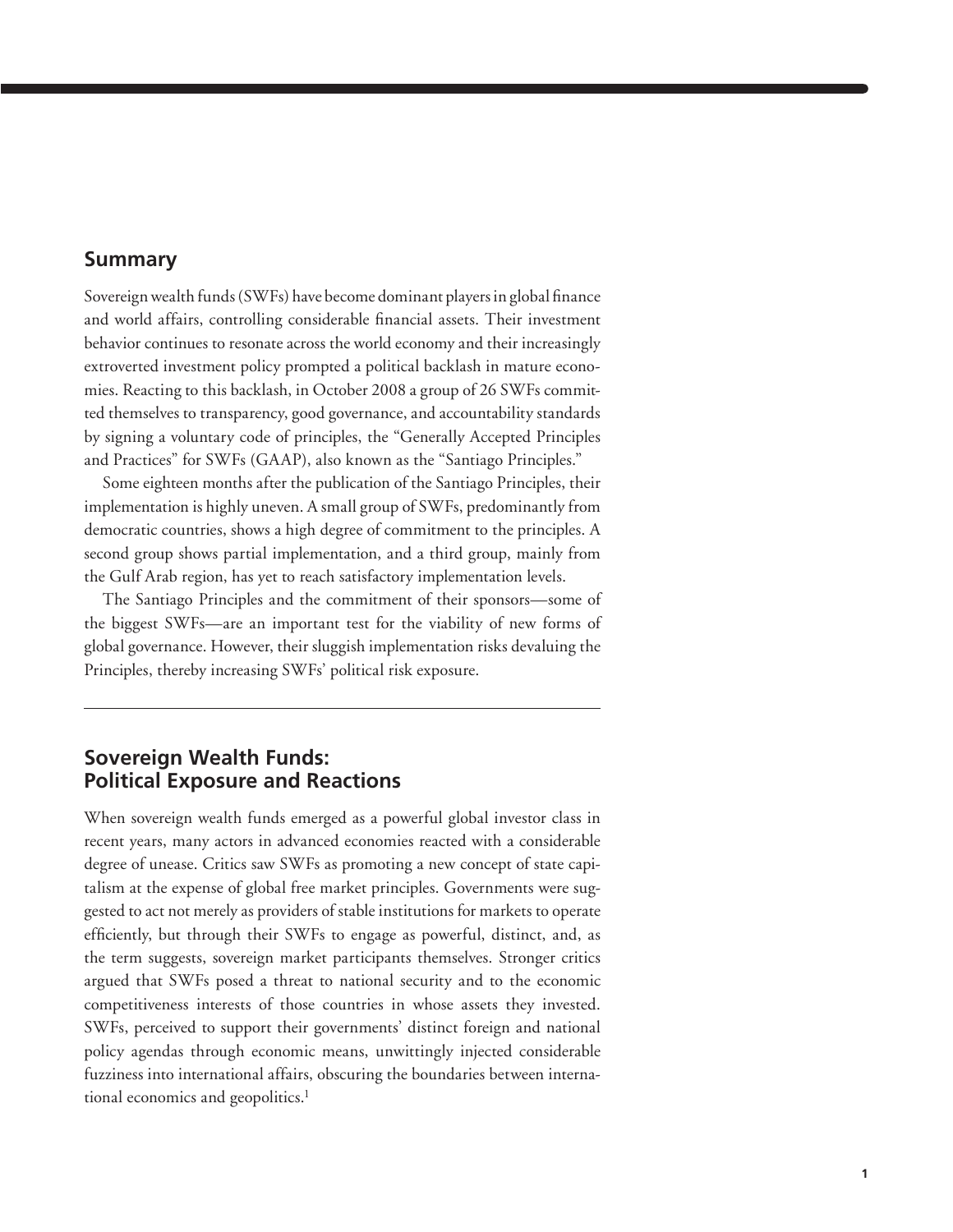## Summary

Sovereign wealth funds (SWFs) have become dominant players in global finance and world affairs, controlling considerable financial assets. Their investment behavior continues to resonate across the world economy and their increasingly extroverted investment policy prompted a political backlash in mature economies. Reacting to this backlash, in October 2008 a group of 26 SWFs committed themselves to transparency, good governance, and accountability standards by signing a voluntary code of principles, the "Generally Accepted Principles and Practices" for SWFs (GAAP), also known as the "Santiago Principles."

Some eighteen months after the publication of the Santiago Principles, their implementation is highly uneven. A small group of SWFs, predominantly from democratic countries, shows a high degree of commitment to the principles. A second group shows partial implementation, and a third group, mainly from the Gulf Arab region, has yet to reach satisfactory implementation levels.

The Santiago Principles and the commitment of their sponsors—some of the biggest SWFs—are an important test for the viability of new forms of global governance. However, their sluggish implementation risks devaluing the Principles, thereby increasing SWFs' political risk exposure.

---

## Sovereign Wealth Funds: Political Exposure and Reactions

When sovereign wealth funds emerged as a powerful global investor class in recent years, many actors in advanced economies reacted with a considerable degree of unease. Critics saw SWFs as promoting a new concept of state capitalism at the expense of global free market principles. Governments were suggested to act not merely as providers of stable institutions for markets to operate efficiently, but through their SWFs to engage as powerful, distinct, and, as the term suggests, sovereign market participants themselves. Stronger critics argued that SWFs posed a threat to national security and to the economic competitiveness interests of those countries in whose assets they invested. SWFs, perceived to support their governments' distinct foreign and national policy agendas through economic means, unwittingly injected considerable fuzziness into international affairs, obscuring the boundaries between international economics and geopolitics.[1]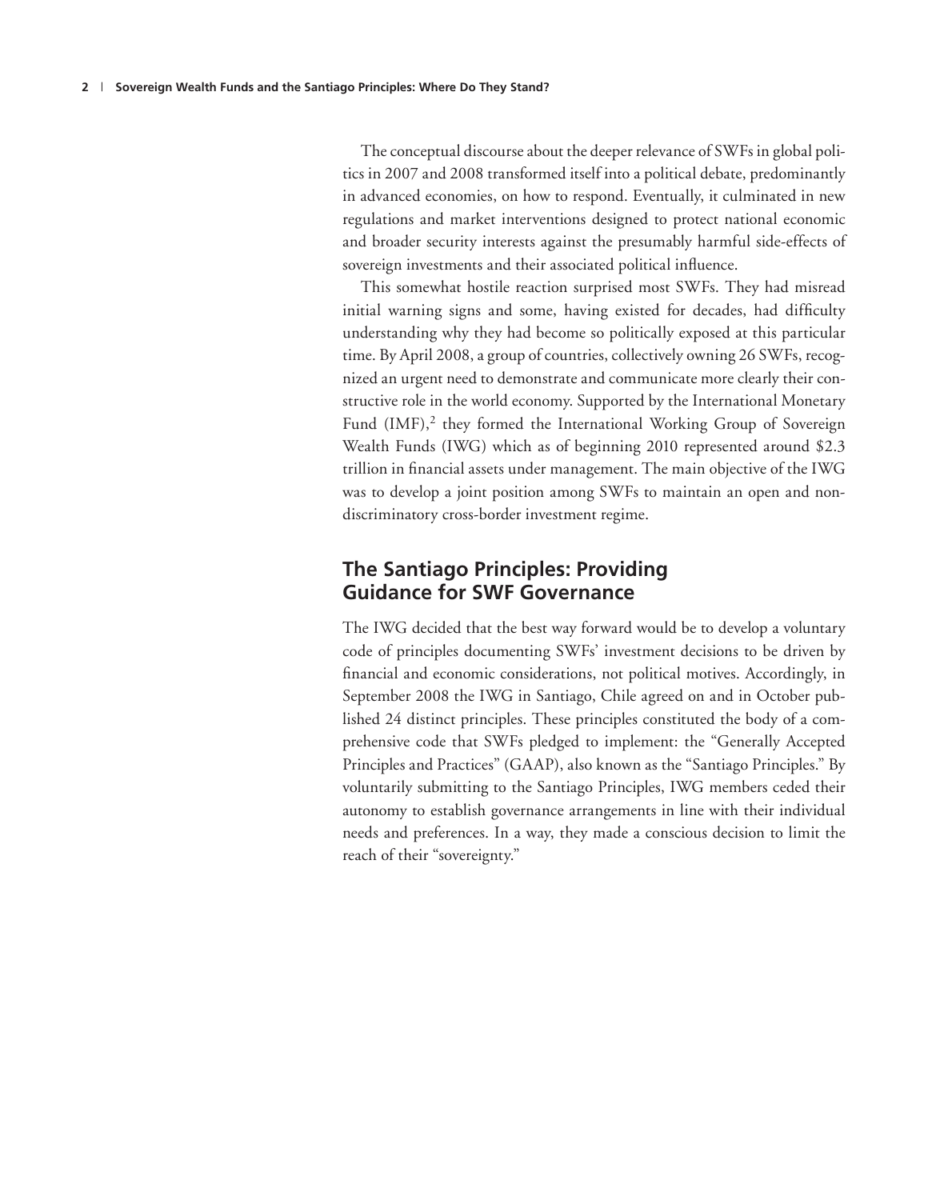The conceptual discourse about the deeper relevance of SWFs in global politics in 2007 and 2008 transformed itself into a political debate, predominantly in advanced economies, on how to respond. Eventually, it culminated in new regulations and market interventions designed to protect national economic and broader security interests against the presumably harmful side-effects of sovereign investments and their associated political influence.

This somewhat hostile reaction surprised most SWFs. They had misread initial warning signs and some, having existed for decades, had difficulty understanding why they had become so politically exposed at this particular time. By April 2008, a group of countries, collectively owning 26 SWFs, recognized an urgent need to demonstrate and communicate more clearly their constructive role in the world economy. Supported by the International Monetary Fund (IMF),[2] they formed the International Working Group of Sovereign Wealth Funds (IWG) which as of beginning 2010 represented around $2.3 trillion in financial assets under management. The main objective of the IWG was to develop a joint position among SWFs to maintain an open and non-discriminatory cross-border investment regime.

## The Santiago Principles: Providing Guidance for SWF Governance

The IWG decided that the best way forward would be to develop a voluntary code of principles documenting SWFs' investment decisions to be driven by financial and economic considerations, not political motives. Accordingly, in September 2008 the IWG in Santiago, Chile agreed on and in October published 24 distinct principles. These principles constituted the body of a comprehensive code that SWFs pledged to implement: the "Generally Accepted Principles and Practices" (GAAP), also known as the "Santiago Principles." By voluntarily submitting to the Santiago Principles, IWG members ceded their autonomy to establish governance arrangements in line with their individual needs and preferences. In a way, they made a conscious decision to limit the reach of their "sovereignty."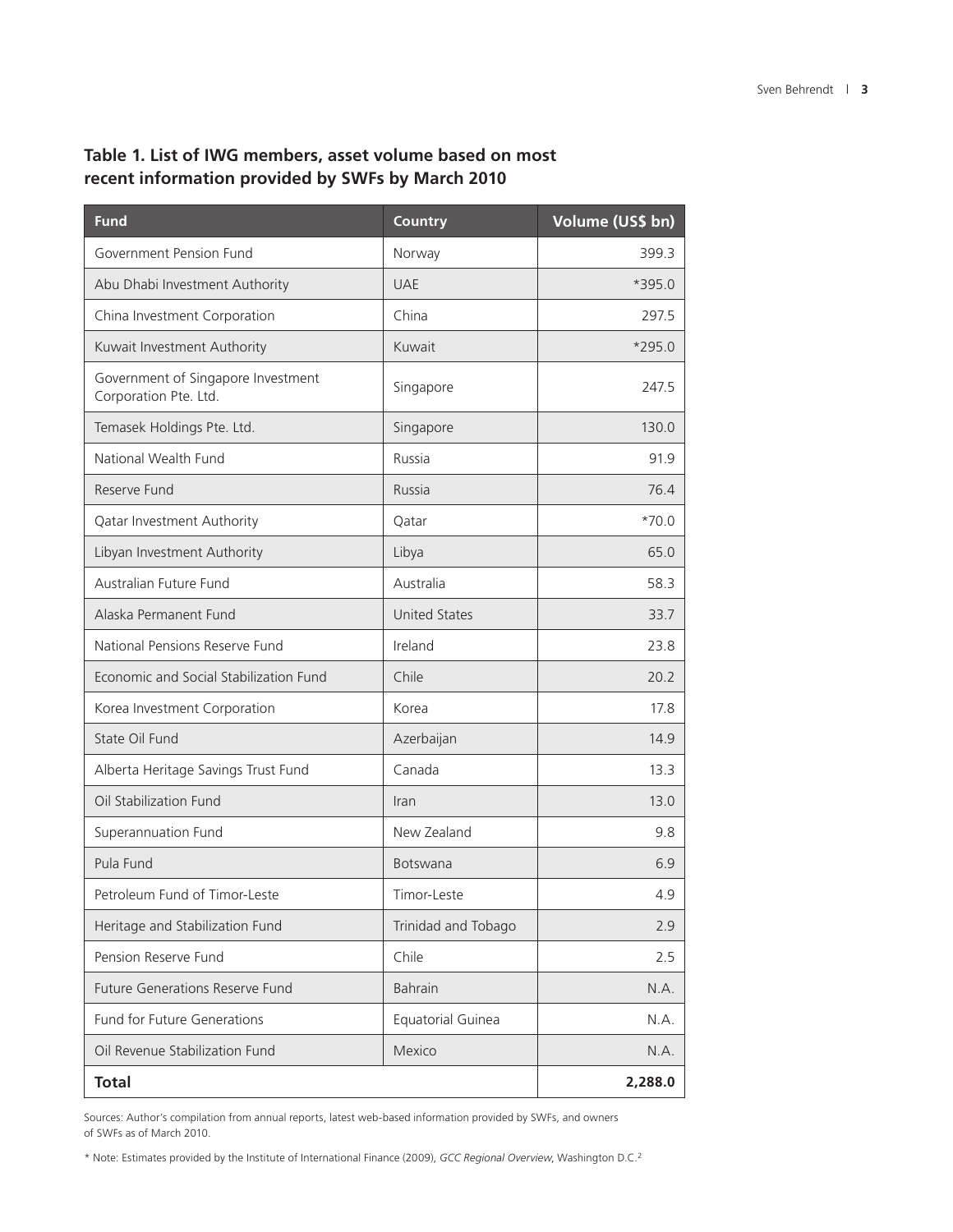**Table 1. List of IWG members, asset volume based on most recent information provided by SWFs by March 2010**

| Fund | Country | Volume (US$ bn) |
|---|---|---|
| Government Pension Fund | Norway | 399.3 |
| Abu Dhabi Investment Authority | UAE | *395.0 |
| China Investment Corporation | China | 297.5 |
| Kuwait Investment Authority | Kuwait | *295.0 |
| Government of Singapore Investment Corporation Pte. Ltd. | Singapore | 247.5 |
| Temasek Holdings Pte. Ltd. | Singapore | 130.0 |
| National Wealth Fund | Russia | 91.9 |
| Reserve Fund | Russia | 76.4 |
| Qatar Investment Authority | Qatar | *70.0 |
| Libyan Investment Authority | Libya | 65.0 |
| Australian Future Fund | Australia | 58.3 |
| Alaska Permanent Fund | United States | 33.7 |
| National Pensions Reserve Fund | Ireland | 23.8 |
| Economic and Social Stabilization Fund | Chile | 20.2 |
| Korea Investment Corporation | Korea | 17.8 |
| State Oil Fund | Azerbaijan | 14.9 |
| Alberta Heritage Savings Trust Fund | Canada | 13.3 |
| Oil Stabilization Fund | Iran | 13.0 |
| Superannuation Fund | New Zealand | 9.8 |
| Pula Fund | Botswana | 6.9 |
| Petroleum Fund of Timor-Leste | Timor-Leste | 4.9 |
| Heritage and Stabilization Fund | Trinidad and Tobago | 2.9 |
| Pension Reserve Fund | Chile | 2.5 |
| Future Generations Reserve Fund | Bahrain | N.A. |
| Fund for Future Generations | Equatorial Guinea | N.A. |
| Oil Revenue Stabilization Fund | Mexico | N.A. |
| **Total** | | **2,288.0** |

Sources: Author's compilation from annual reports, latest web-based information provided by SWFs, and owners of SWFs as of March 2010.

* Note: Estimates provided by the Institute of International Finance (2009), *GCC Regional Overview*, Washington D.C.[2]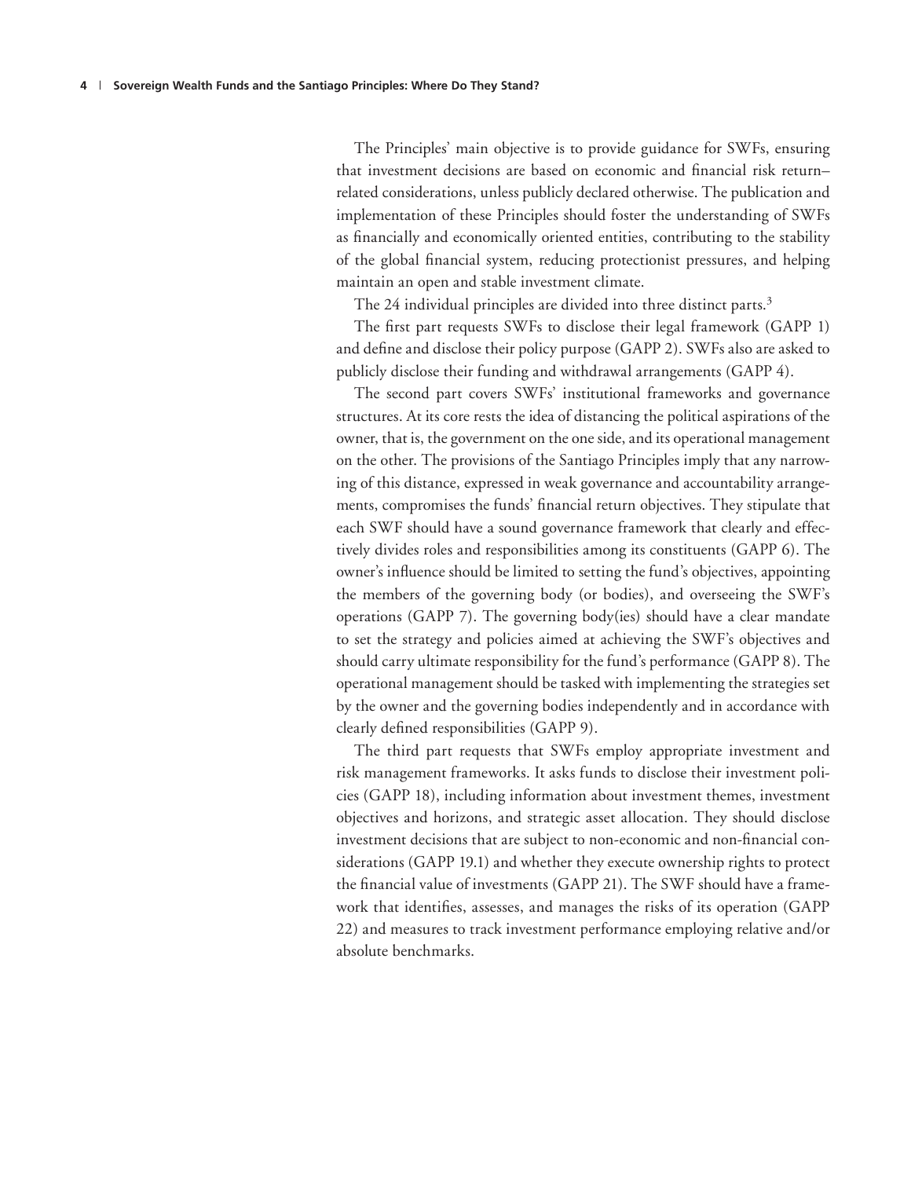The Principles' main objective is to provide guidance for SWFs, ensuring that investment decisions are based on economic and financial risk return–related considerations, unless publicly declared otherwise. The publication and implementation of these Principles should foster the understanding of SWFs as financially and economically oriented entities, contributing to the stability of the global financial system, reducing protectionist pressures, and helping maintain an open and stable investment climate.

The 24 individual principles are divided into three distinct parts.[3]

The first part requests SWFs to disclose their legal framework (GAPP 1) and define and disclose their policy purpose (GAPP 2). SWFs also are asked to publicly disclose their funding and withdrawal arrangements (GAPP 4).

The second part covers SWFs' institutional frameworks and governance structures. At its core rests the idea of distancing the political aspirations of the owner, that is, the government on the one side, and its operational management on the other. The provisions of the Santiago Principles imply that any narrowing of this distance, expressed in weak governance and accountability arrangements, compromises the funds' financial return objectives. They stipulate that each SWF should have a sound governance framework that clearly and effectively divides roles and responsibilities among its constituents (GAPP 6). The owner's influence should be limited to setting the fund's objectives, appointing the members of the governing body (or bodies), and overseeing the SWF's operations (GAPP 7). The governing body(ies) should have a clear mandate to set the strategy and policies aimed at achieving the SWF's objectives and should carry ultimate responsibility for the fund's performance (GAPP 8). The operational management should be tasked with implementing the strategies set by the owner and the governing bodies independently and in accordance with clearly defined responsibilities (GAPP 9).

The third part requests that SWFs employ appropriate investment and risk management frameworks. It asks funds to disclose their investment policies (GAPP 18), including information about investment themes, investment objectives and horizons, and strategic asset allocation. They should disclose investment decisions that are subject to non-economic and non-financial considerations (GAPP 19.1) and whether they execute ownership rights to protect the financial value of investments (GAPP 21). The SWF should have a framework that identifies, assesses, and manages the risks of its operation (GAPP 22) and measures to track investment performance employing relative and/or absolute benchmarks.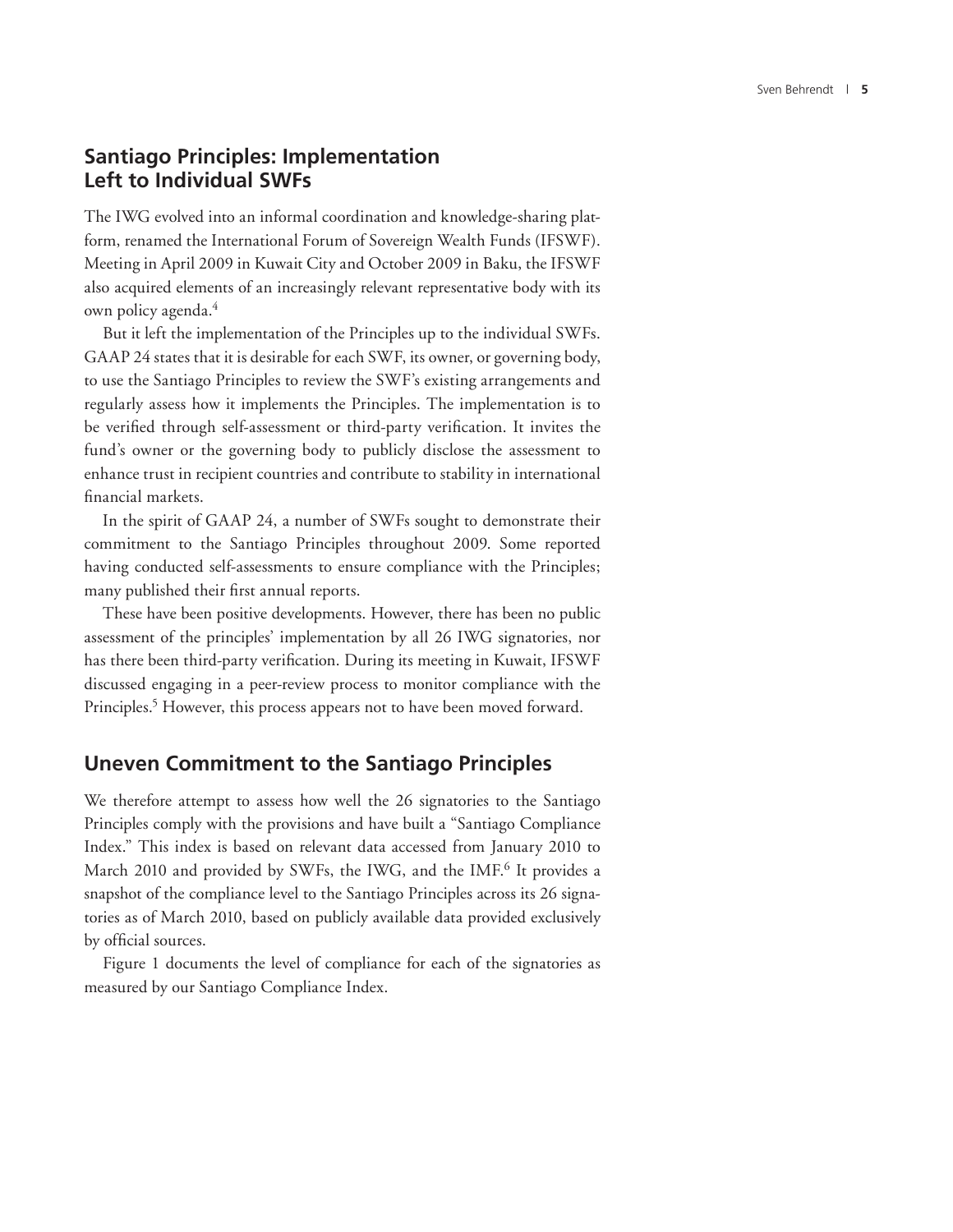## Santiago Principles: Implementation Left to Individual SWFs

The IWG evolved into an informal coordination and knowledge-sharing platform, renamed the International Forum of Sovereign Wealth Funds (IFSWF). Meeting in April 2009 in Kuwait City and October 2009 in Baku, the IFSWF also acquired elements of an increasingly relevant representative body with its own policy agenda.[4]

But it left the implementation of the Principles up to the individual SWFs. GAAP 24 states that it is desirable for each SWF, its owner, or governing body, to use the Santiago Principles to review the SWF's existing arrangements and regularly assess how it implements the Principles. The implementation is to be verified through self-assessment or third-party verification. It invites the fund's owner or the governing body to publicly disclose the assessment to enhance trust in recipient countries and contribute to stability in international financial markets.

In the spirit of GAAP 24, a number of SWFs sought to demonstrate their commitment to the Santiago Principles throughout 2009. Some reported having conducted self-assessments to ensure compliance with the Principles; many published their first annual reports.

These have been positive developments. However, there has been no public assessment of the principles' implementation by all 26 IWG signatories, nor has there been third-party verification. During its meeting in Kuwait, IFSWF discussed engaging in a peer-review process to monitor compliance with the Principles.[5] However, this process appears not to have been moved forward.

## Uneven Commitment to the Santiago Principles

We therefore attempt to assess how well the 26 signatories to the Santiago Principles comply with the provisions and have built a "Santiago Compliance Index." This index is based on relevant data accessed from January 2010 to March 2010 and provided by SWFs, the IWG, and the IMF.[6] It provides a snapshot of the compliance level to the Santiago Principles across its 26 signatories as of March 2010, based on publicly available data provided exclusively by official sources.

Figure 1 documents the level of compliance for each of the signatories as measured by our Santiago Compliance Index.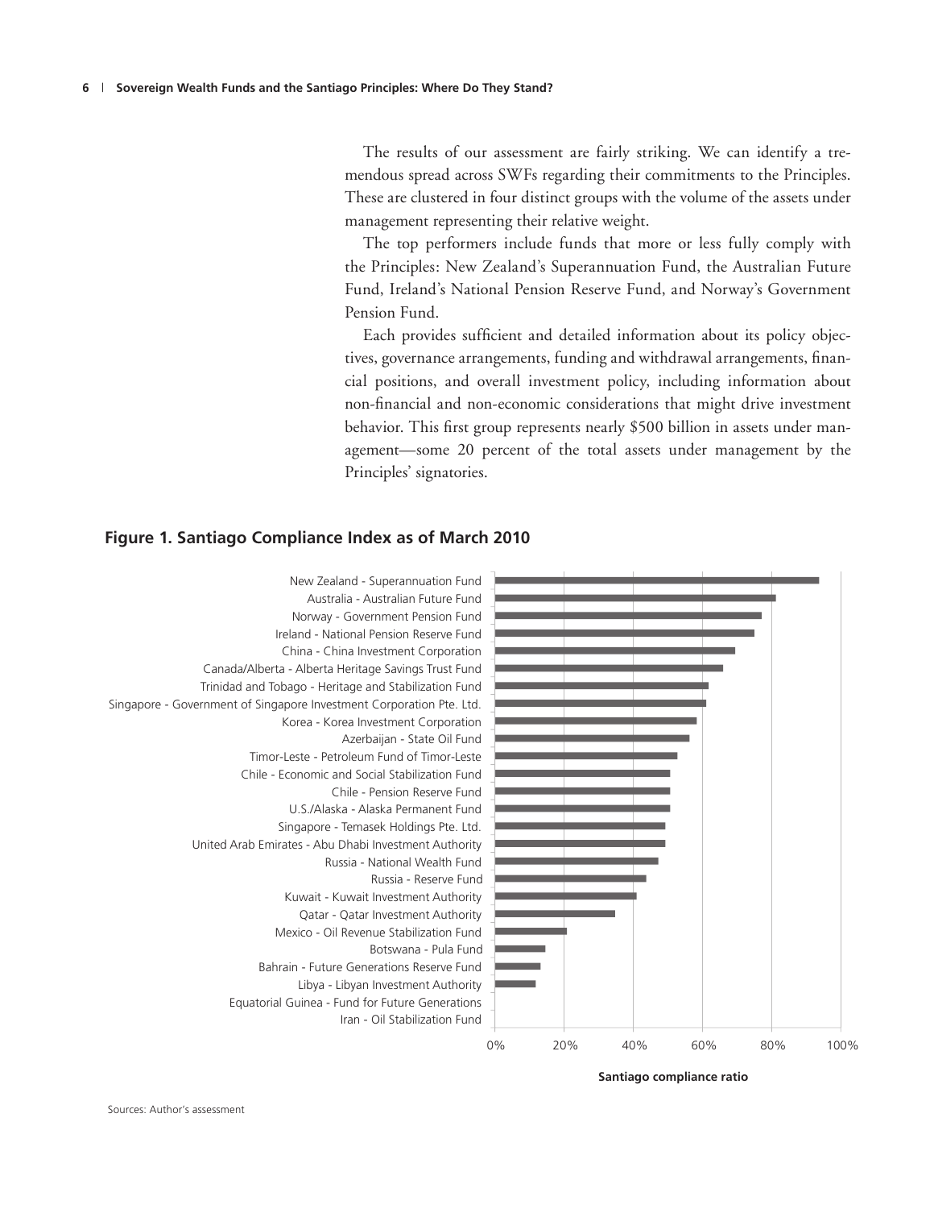The results of our assessment are fairly striking. We can identify a tremendous spread across SWFs regarding their commitments to the Principles. These are clustered in four distinct groups with the volume of the assets under management representing their relative weight.

The top performers include funds that more or less fully comply with the Principles: New Zealand's Superannuation Fund, the Australian Future Fund, Ireland's National Pension Reserve Fund, and Norway's Government Pension Fund.

Each provides sufficient and detailed information about its policy objectives, governance arrangements, funding and withdrawal arrangements, financial positions, and overall investment policy, including information about non-financial and non-economic considerations that might drive investment behavior. This first group represents nearly $500 billion in assets under management—some 20 percent of the total assets under management by the Principles' signatories.

**Figure 1. Santiago Compliance Index as of March 2010**

- New Zealand - Superannuation Fund
- Australia - Australian Future Fund
- Norway - Government Pension Fund
- Ireland - National Pension Reserve Fund
- China - China Investment Corporation
- Canada/Alberta - Alberta Heritage Savings Trust Fund
- Trinidad and Tobago - Heritage and Stabilization Fund
- Singapore - Government of Singapore Investment Corporation Pte. Ltd.
- Korea - Korea Investment Corporation
- Azerbaijan - State Oil Fund
- Timor-Leste - Petroleum Fund of Timor-Leste
- Chile - Economic and Social Stabilization Fund
- Chile - Pension Reserve Fund
- U.S./Alaska - Alaska Permanent Fund
- Singapore - Temasek Holdings Pte. Ltd.
- United Arab Emirates - Abu Dhabi Investment Authority
- Russia - National Wealth Fund
- Russia - Reserve Fund
- Kuwait - Kuwait Investment Authority
- Qatar - Qatar Investment Authority
- Mexico - Oil Revenue Stabilization Fund
- Botswana - Pula Fund
- Bahrain - Future Generations Reserve Fund
- Libya - Libyan Investment Authority
- Equatorial Guinea - Fund for Future Generations
- Iran - Oil Stabilization Fund

0% 20% 40% 60% 80% 100%

Santiago compliance ratio

Sources: Author's assessment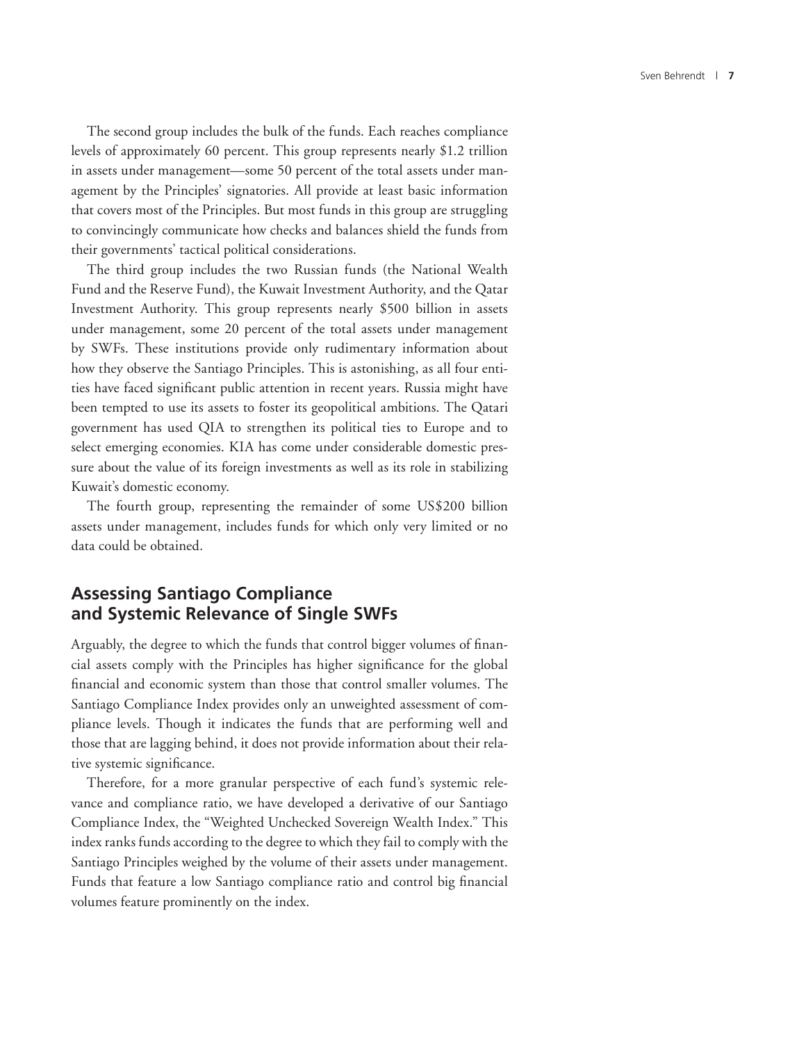The second group includes the bulk of the funds. Each reaches compliance levels of approximately 60 percent. This group represents nearly $1.2 trillion in assets under management—some 50 percent of the total assets under management by the Principles' signatories. All provide at least basic information that covers most of the Principles. But most funds in this group are struggling to convincingly communicate how checks and balances shield the funds from their governments' tactical political considerations.

The third group includes the two Russian funds (the National Wealth Fund and the Reserve Fund), the Kuwait Investment Authority, and the Qatar Investment Authority. This group represents nearly $500 billion in assets under management, some 20 percent of the total assets under management by SWFs. These institutions provide only rudimentary information about how they observe the Santiago Principles. This is astonishing, as all four entities have faced significant public attention in recent years. Russia might have been tempted to use its assets to foster its geopolitical ambitions. The Qatari government has used QIA to strengthen its political ties to Europe and to select emerging economies. KIA has come under considerable domestic pressure about the value of its foreign investments as well as its role in stabilizing Kuwait's domestic economy.

The fourth group, representing the remainder of some US$200 billion assets under management, includes funds for which only very limited or no data could be obtained.

## Assessing Santiago Compliance and Systemic Relevance of Single SWFs

Arguably, the degree to which the funds that control bigger volumes of financial assets comply with the Principles has higher significance for the global financial and economic system than those that control smaller volumes. The Santiago Compliance Index provides only an unweighted assessment of compliance levels. Though it indicates the funds that are performing well and those that are lagging behind, it does not provide information about their relative systemic significance.

Therefore, for a more granular perspective of each fund's systemic relevance and compliance ratio, we have developed a derivative of our Santiago Compliance Index, the "Weighted Unchecked Sovereign Wealth Index." This index ranks funds according to the degree to which they fail to comply with the Santiago Principles weighed by the volume of their assets under management. Funds that feature a low Santiago compliance ratio and control big financial volumes feature prominently on the index.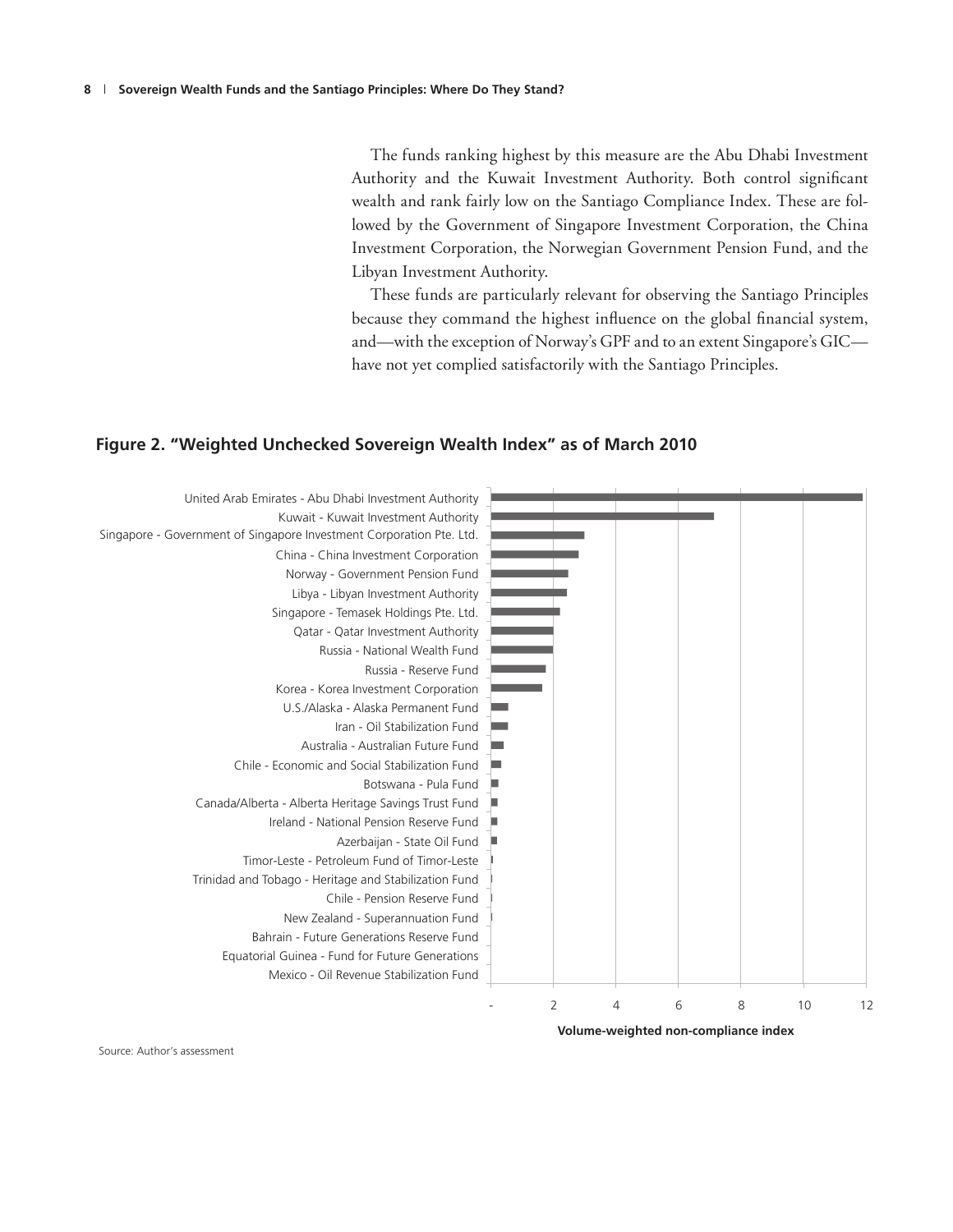The funds ranking highest by this measure are the Abu Dhabi Investment Authority and the Kuwait Investment Authority. Both control significant wealth and rank fairly low on the Santiago Compliance Index. These are followed by the Government of Singapore Investment Corporation, the China Investment Corporation, the Norwegian Government Pension Fund, and the Libyan Investment Authority.

These funds are particularly relevant for observing the Santiago Principles because they command the highest influence on the global financial system, and—with the exception of Norway's GPF and to an extent Singapore's GIC—have not yet complied satisfactorily with the Santiago Principles.

**Figure 2. "Weighted Unchecked Sovereign Wealth Index" as of March 2010**

United Arab Emirates - Abu Dhabi Investment Authority
Kuwait - Kuwait Investment Authority
Singapore - Government of Singapore Investment Corporation Pte. Ltd.
China - China Investment Corporation
Norway - Government Pension Fund
Libya - Libyan Investment Authority
Singapore - Temasek Holdings Pte. Ltd.
Qatar - Qatar Investment Authority
Russia - National Wealth Fund
Russia - Reserve Fund
Korea - Korea Investment Corporation
U.S./Alaska - Alaska Permanent Fund
Iran - Oil Stabilization Fund
Australia - Australian Future Fund
Chile - Economic and Social Stabilization Fund
Botswana - Pula Fund
Canada/Alberta - Alberta Heritage Savings Trust Fund
Ireland - National Pension Reserve Fund
Azerbaijan - State Oil Fund
Timor-Leste - Petroleum Fund of Timor-Leste
Trinidad and Tobago - Heritage and Stabilization Fund
Chile - Pension Reserve Fund
New Zealand - Superannuation Fund
Bahrain - Future Generations Reserve Fund
Equatorial Guinea - Fund for Future Generations
Mexico - Oil Revenue Stabilization Fund

- 2 4 6 8 10 12

Volume-weighted non-compliance index

Source: Author's assessment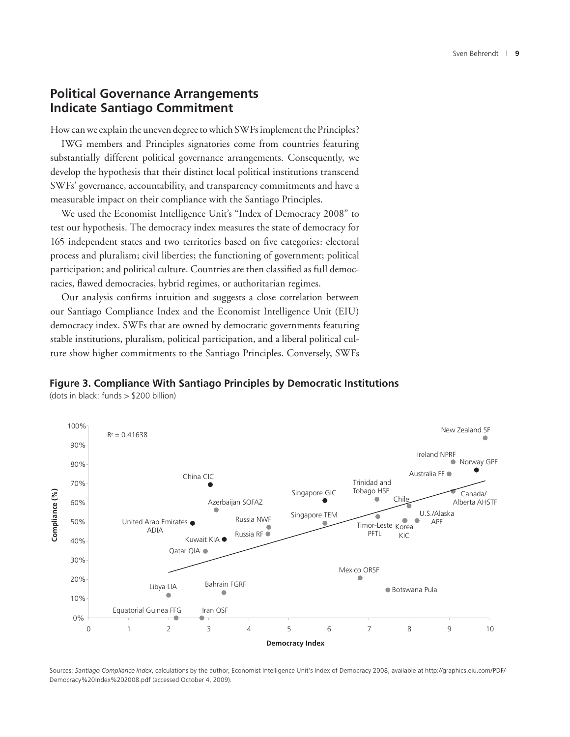## Political Governance Arrangements Indicate Santiago Commitment

How can we explain the uneven degree to which SWFs implement the Principles?

IWG members and Principles signatories come from countries featuring substantially different political governance arrangements. Consequently, we develop the hypothesis that their distinct local political institutions transcend SWFs' governance, accountability, and transparency commitments and have a measurable impact on their compliance with the Santiago Principles.

We used the Economist Intelligence Unit's "Index of Democracy 2008" to test our hypothesis. The democracy index measures the state of democracy for 165 independent states and two territories based on five categories: electoral process and pluralism; civil liberties; the functioning of government; political participation; and political culture. Countries are then classified as full democracies, flawed democracies, hybrid regimes, or authoritarian regimes.

Our analysis confirms intuition and suggests a close correlation between our Santiago Compliance Index and the Economist Intelligence Unit (EIU) democracy index. SWFs that are owned by democratic governments featuring stable institutions, pluralism, political participation, and a liberal political culture show higher commitments to the Santiago Principles. Conversely, SWFs

**Figure 3. Compliance With Santiago Principles by Democratic Institutions**
(dots in black: funds > $200 billion)

Sources: *Santiago Compliance Index*, calculations by the author, Economist Intelligence Unit's Index of Democracy 2008, available at http://graphics.eiu.com/PDF/Democracy%20Index%202008.pdf (accessed October 4, 2009).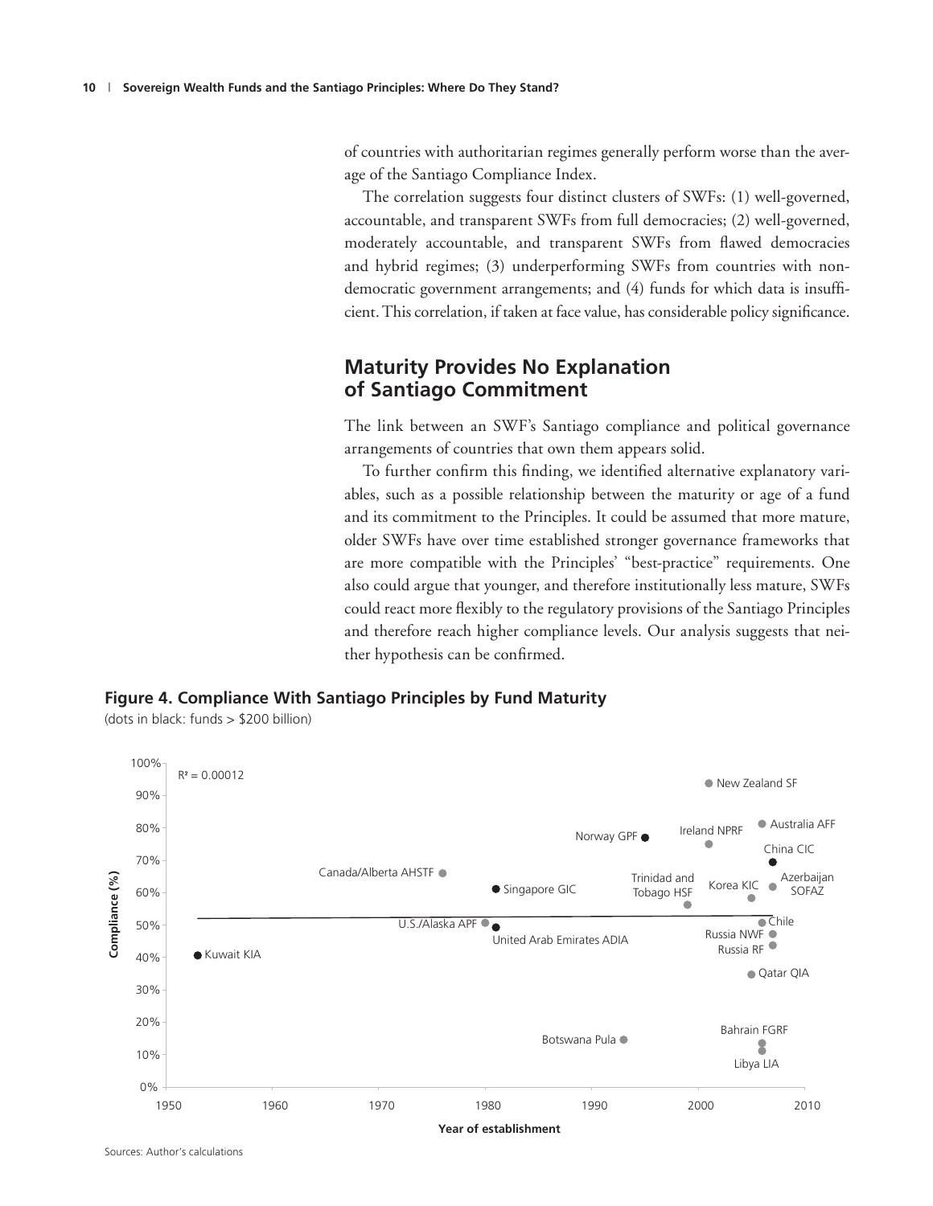of countries with authoritarian regimes generally perform worse than the average of the Santiago Compliance Index.

The correlation suggests four distinct clusters of SWFs: (1) well-governed, accountable, and transparent SWFs from full democracies; (2) well-governed, moderately accountable, and transparent SWFs from flawed democracies and hybrid regimes; (3) underperforming SWFs from countries with non-democratic government arrangements; and (4) funds for which data is insufficient. This correlation, if taken at face value, has considerable policy significance.

## Maturity Provides No Explanation of Santiago Commitment

The link between an SWF's Santiago compliance and political governance arrangements of countries that own them appears solid.

To further confirm this finding, we identified alternative explanatory variables, such as a possible relationship between the maturity or age of a fund and its commitment to the Principles. It could be assumed that more mature, older SWFs have over time established stronger governance frameworks that are more compatible with the Principles' "best-practice" requirements. One also could argue that younger, and therefore institutionally less mature, SWFs could react more flexibly to the regulatory provisions of the Santiago Principles and therefore reach higher compliance levels. Our analysis suggests that neither hypothesis can be confirmed.

**Figure 4. Compliance With Santiago Principles by Fund Maturity**

(dots in black: funds > $200 billion)

Sources: Author's calculations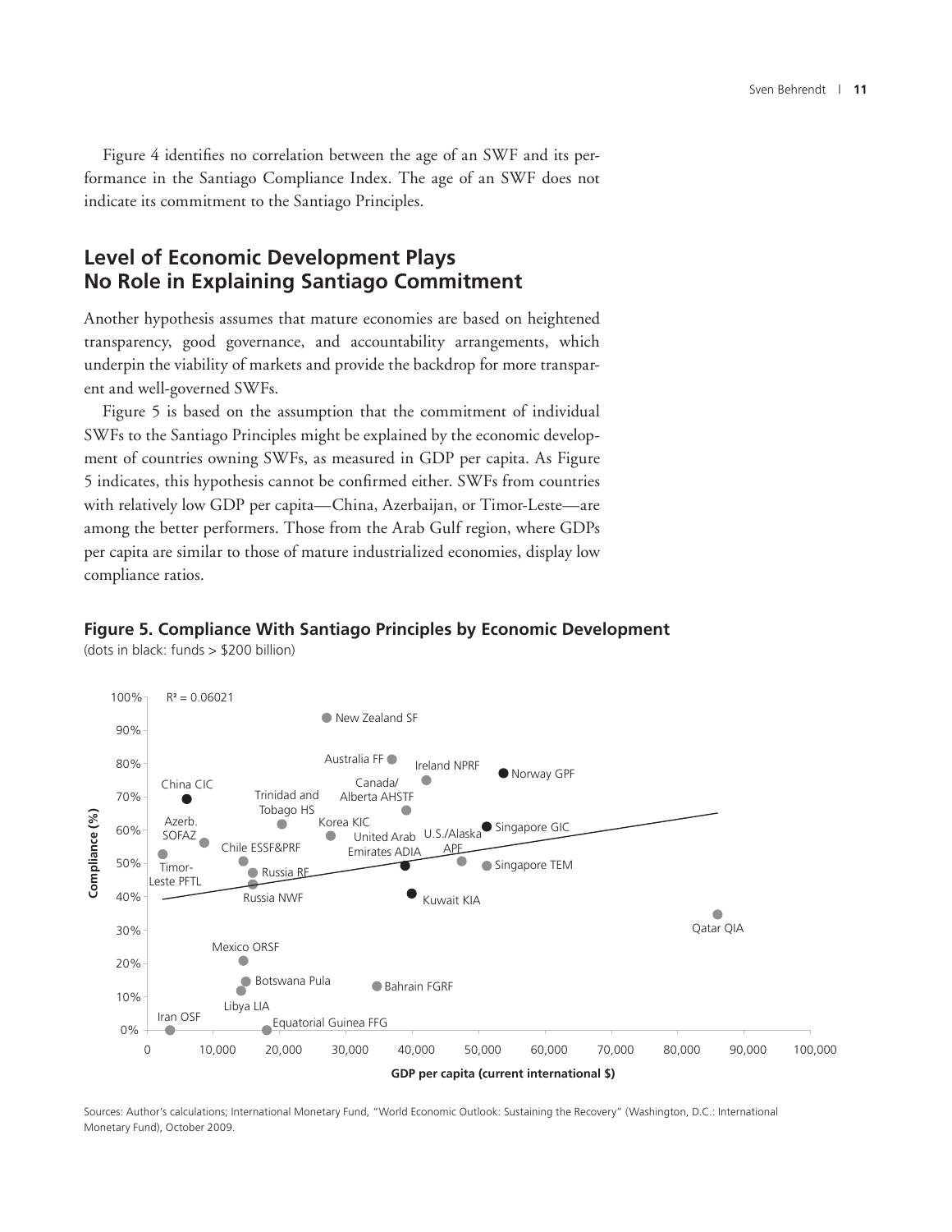Figure 4 identifies no correlation between the age of an SWF and its performance in the Santiago Compliance Index. The age of an SWF does not indicate its commitment to the Santiago Principles.

## Level of Economic Development Plays No Role in Explaining Santiago Commitment

Another hypothesis assumes that mature economies are based on heightened transparency, good governance, and accountability arrangements, which underpin the viability of markets and provide the backdrop for more transparent and well-governed SWFs.

Figure 5 is based on the assumption that the commitment of individual SWFs to the Santiago Principles might be explained by the economic development of countries owning SWFs, as measured in GDP per capita. As Figure 5 indicates, this hypothesis cannot be confirmed either. SWFs from countries with relatively low GDP per capita—China, Azerbaijan, or Timor-Leste—are among the better performers. Those from the Arab Gulf region, where GDPs per capita are similar to those of mature industrialized economies, display low compliance ratios.

**Figure 5. Compliance With Santiago Principles by Economic Development**

(dots in black: funds > $200 billion)

$R^2 = 0.06021$

Sources: Author's calculations; International Monetary Fund, "World Economic Outlook: Sustaining the Recovery" (Washington, D.C.: International Monetary Fund), October 2009.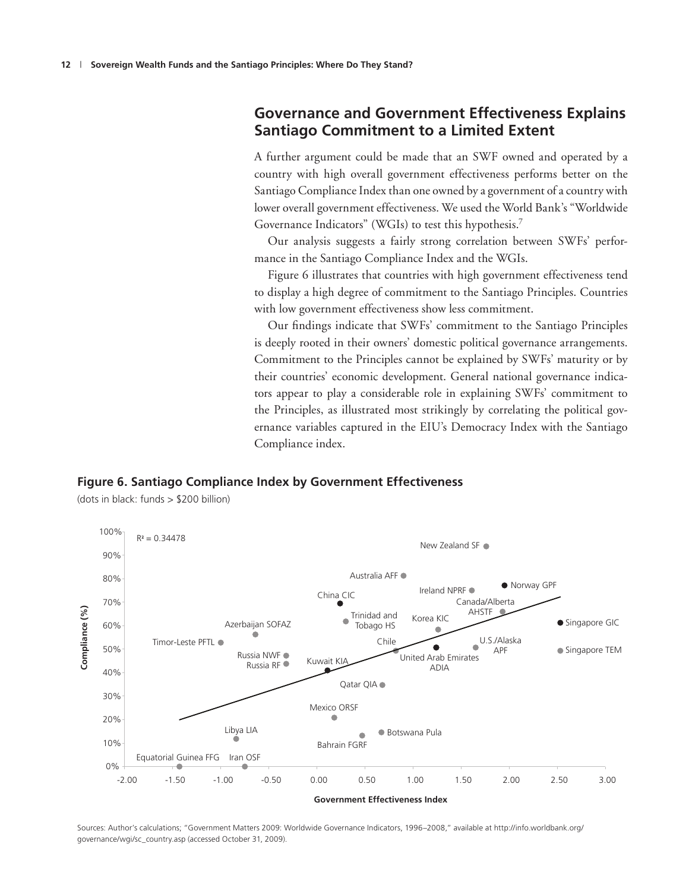## Governance and Government Effectiveness Explains Santiago Commitment to a Limited Extent

A further argument could be made that an SWF owned and operated by a country with high overall government effectiveness performs better on the Santiago Compliance Index than one owned by a government of a country with lower overall government effectiveness. We used the World Bank's "Worldwide Governance Indicators" (WGIs) to test this hypothesis.[7]

Our analysis suggests a fairly strong correlation between SWFs' performance in the Santiago Compliance Index and the WGIs.

Figure 6 illustrates that countries with high government effectiveness tend to display a high degree of commitment to the Santiago Principles. Countries with low government effectiveness show less commitment.

Our findings indicate that SWFs' commitment to the Santiago Principles is deeply rooted in their owners' domestic political governance arrangements. Commitment to the Principles cannot be explained by SWFs' maturity or by their countries' economic development. General national governance indicators appear to play a considerable role in explaining SWFs' commitment to the Principles, as illustrated most strikingly by correlating the political governance variables captured in the EIU's Democracy Index with the Santiago Compliance index.

**Figure 6. Santiago Compliance Index by Government Effectiveness**

(dots in black: funds > $200 billion)

$R^2 = 0.34478$

Sources: Author's calculations; "Government Matters 2009: Worldwide Governance Indicators, 1996–2008," available at http://info.worldbank.org/governance/wgi/sc_country.asp (accessed October 31, 2009).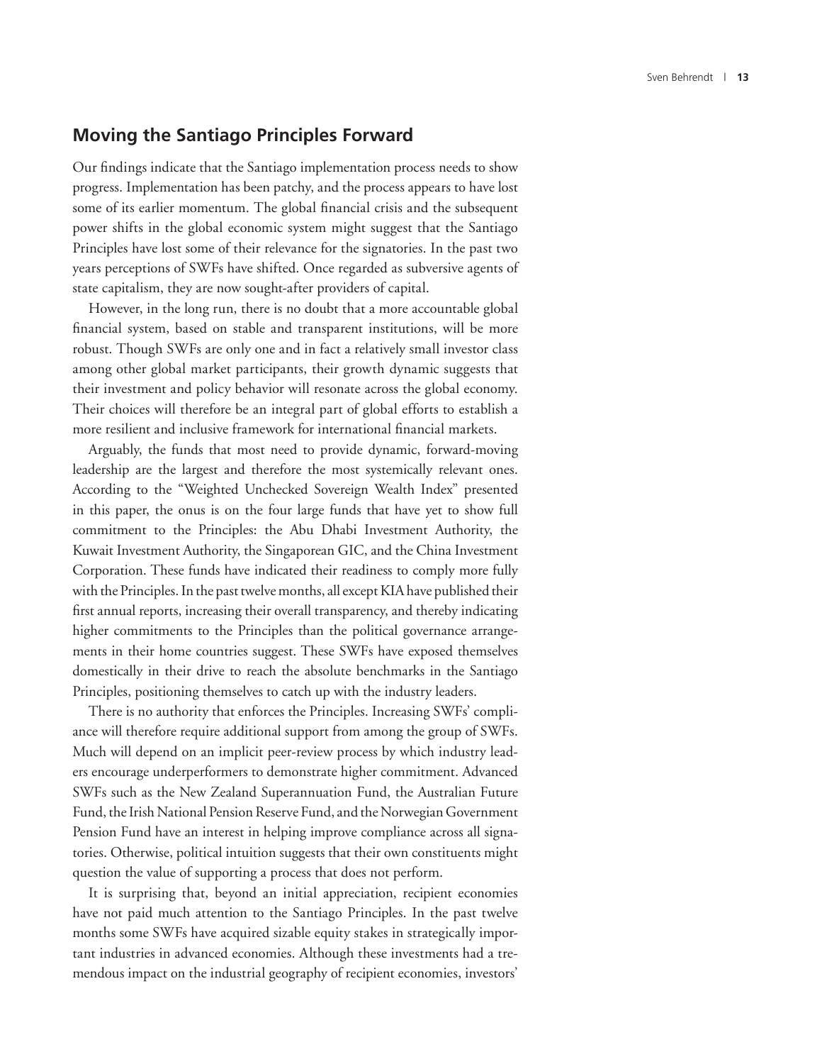## Moving the Santiago Principles Forward

Our findings indicate that the Santiago implementation process needs to show progress. Implementation has been patchy, and the process appears to have lost some of its earlier momentum. The global financial crisis and the subsequent power shifts in the global economic system might suggest that the Santiago Principles have lost some of their relevance for the signatories. In the past two years perceptions of SWFs have shifted. Once regarded as subversive agents of state capitalism, they are now sought-after providers of capital.

However, in the long run, there is no doubt that a more accountable global financial system, based on stable and transparent institutions, will be more robust. Though SWFs are only one and in fact a relatively small investor class among other global market participants, their growth dynamic suggests that their investment and policy behavior will resonate across the global economy. Their choices will therefore be an integral part of global efforts to establish a more resilient and inclusive framework for international financial markets.

Arguably, the funds that most need to provide dynamic, forward-moving leadership are the largest and therefore the most systemically relevant ones. According to the "Weighted Unchecked Sovereign Wealth Index" presented in this paper, the onus is on the four large funds that have yet to show full commitment to the Principles: the Abu Dhabi Investment Authority, the Kuwait Investment Authority, the Singaporean GIC, and the China Investment Corporation. These funds have indicated their readiness to comply more fully with the Principles. In the past twelve months, all except KIA have published their first annual reports, increasing their overall transparency, and thereby indicating higher commitments to the Principles than the political governance arrangements in their home countries suggest. These SWFs have exposed themselves domestically in their drive to reach the absolute benchmarks in the Santiago Principles, positioning themselves to catch up with the industry leaders.

There is no authority that enforces the Principles. Increasing SWFs' compliance will therefore require additional support from among the group of SWFs. Much will depend on an implicit peer-review process by which industry leaders encourage underperformers to demonstrate higher commitment. Advanced SWFs such as the New Zealand Superannuation Fund, the Australian Future Fund, the Irish National Pension Reserve Fund, and the Norwegian Government Pension Fund have an interest in helping improve compliance across all signatories. Otherwise, political intuition suggests that their own constituents might question the value of supporting a process that does not perform.

It is surprising that, beyond an initial appreciation, recipient economies have not paid much attention to the Santiago Principles. In the past twelve months some SWFs have acquired sizable equity stakes in strategically important industries in advanced economies. Although these investments had a tremendous impact on the industrial geography of recipient economies, investors'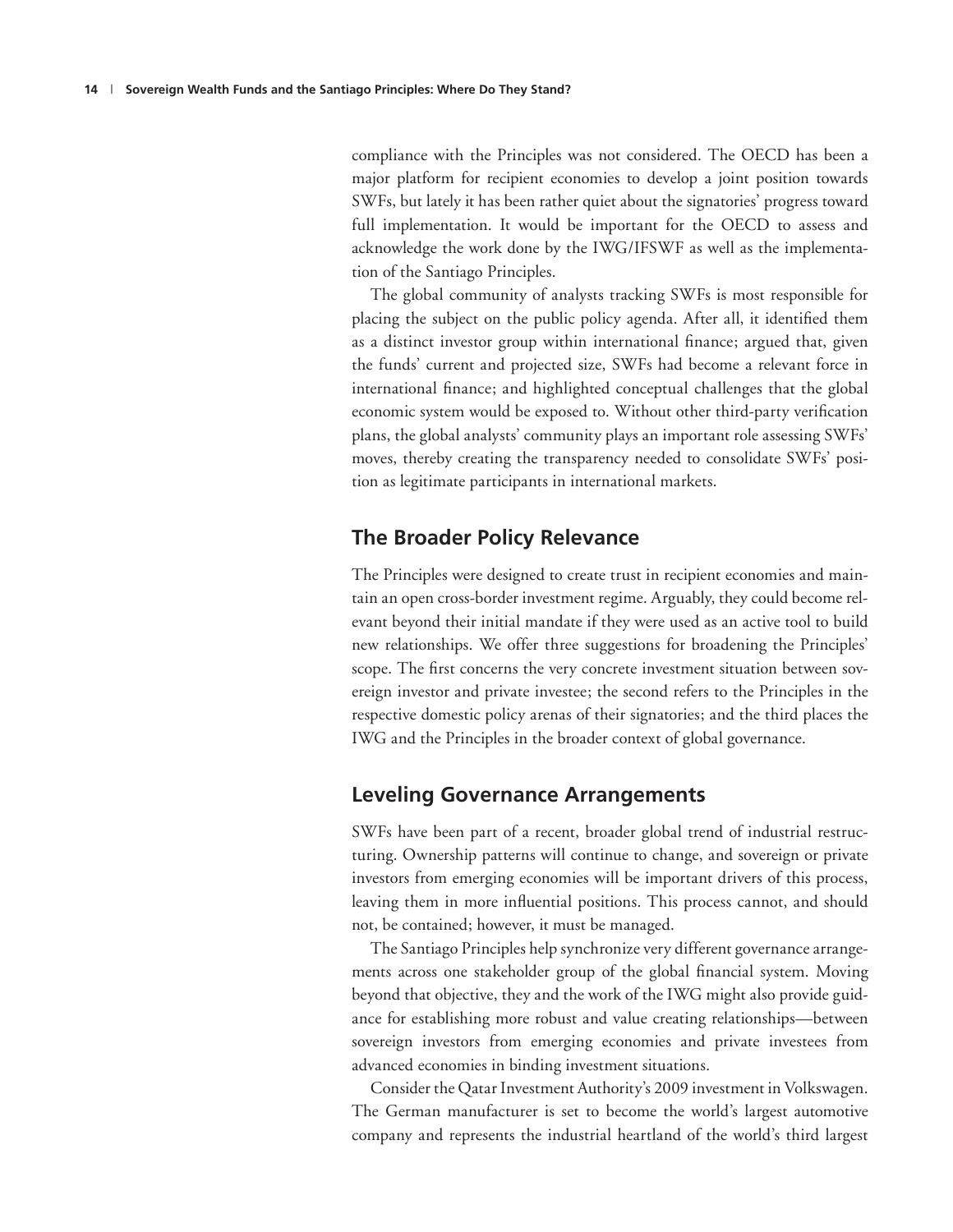compliance with the Principles was not considered. The OECD has been a major platform for recipient economies to develop a joint position towards SWFs, but lately it has been rather quiet about the signatories' progress toward full implementation. It would be important for the OECD to assess and acknowledge the work done by the IWG/IFSWF as well as the implementation of the Santiago Principles.

The global community of analysts tracking SWFs is most responsible for placing the subject on the public policy agenda. After all, it identified them as a distinct investor group within international finance; argued that, given the funds' current and projected size, SWFs had become a relevant force in international finance; and highlighted conceptual challenges that the global economic system would be exposed to. Without other third-party verification plans, the global analysts' community plays an important role assessing SWFs' moves, thereby creating the transparency needed to consolidate SWFs' position as legitimate participants in international markets.

## The Broader Policy Relevance

The Principles were designed to create trust in recipient economies and maintain an open cross-border investment regime. Arguably, they could become relevant beyond their initial mandate if they were used as an active tool to build new relationships. We offer three suggestions for broadening the Principles' scope. The first concerns the very concrete investment situation between sovereign investor and private investee; the second refers to the Principles in the respective domestic policy arenas of their signatories; and the third places the IWG and the Principles in the broader context of global governance.

## Leveling Governance Arrangements

SWFs have been part of a recent, broader global trend of industrial restructuring. Ownership patterns will continue to change, and sovereign or private investors from emerging economies will be important drivers of this process, leaving them in more influential positions. This process cannot, and should not, be contained; however, it must be managed.

The Santiago Principles help synchronize very different governance arrangements across one stakeholder group of the global financial system. Moving beyond that objective, they and the work of the IWG might also provide guidance for establishing more robust and value creating relationships—between sovereign investors from emerging economies and private investees from advanced economies in binding investment situations.

Consider the Qatar Investment Authority's 2009 investment in Volkswagen. The German manufacturer is set to become the world's largest automotive company and represents the industrial heartland of the world's third largest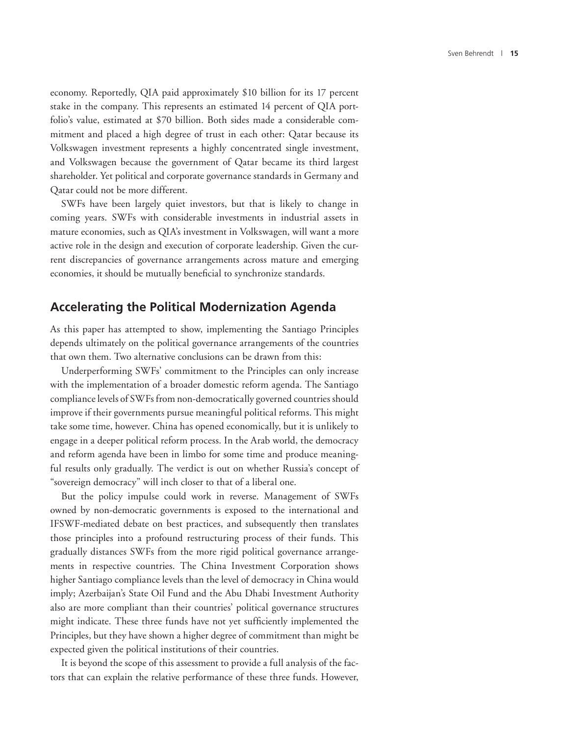economy. Reportedly, QIA paid approximately $10 billion for its 17 percent stake in the company. This represents an estimated 14 percent of QIA portfolio's value, estimated at $70 billion. Both sides made a considerable commitment and placed a high degree of trust in each other: Qatar because its Volkswagen investment represents a highly concentrated single investment, and Volkswagen because the government of Qatar became its third largest shareholder. Yet political and corporate governance standards in Germany and Qatar could not be more different.

SWFs have been largely quiet investors, but that is likely to change in coming years. SWFs with considerable investments in industrial assets in mature economies, such as QIA's investment in Volkswagen, will want a more active role in the design and execution of corporate leadership. Given the current discrepancies of governance arrangements across mature and emerging economies, it should be mutually beneficial to synchronize standards.

## Accelerating the Political Modernization Agenda

As this paper has attempted to show, implementing the Santiago Principles depends ultimately on the political governance arrangements of the countries that own them. Two alternative conclusions can be drawn from this:

Underperforming SWFs' commitment to the Principles can only increase with the implementation of a broader domestic reform agenda. The Santiago compliance levels of SWFs from non-democratically governed countries should improve if their governments pursue meaningful political reforms. This might take some time, however. China has opened economically, but it is unlikely to engage in a deeper political reform process. In the Arab world, the democracy and reform agenda have been in limbo for some time and produce meaningful results only gradually. The verdict is out on whether Russia's concept of "sovereign democracy" will inch closer to that of a liberal one.

But the policy impulse could work in reverse. Management of SWFs owned by non-democratic governments is exposed to the international and IFSWF-mediated debate on best practices, and subsequently then translates those principles into a profound restructuring process of their funds. This gradually distances SWFs from the more rigid political governance arrangements in respective countries. The China Investment Corporation shows higher Santiago compliance levels than the level of democracy in China would imply; Azerbaijan's State Oil Fund and the Abu Dhabi Investment Authority also are more compliant than their countries' political governance structures might indicate. These three funds have not yet sufficiently implemented the Principles, but they have shown a higher degree of commitment than might be expected given the political institutions of their countries.

It is beyond the scope of this assessment to provide a full analysis of the factors that can explain the relative performance of these three funds. However,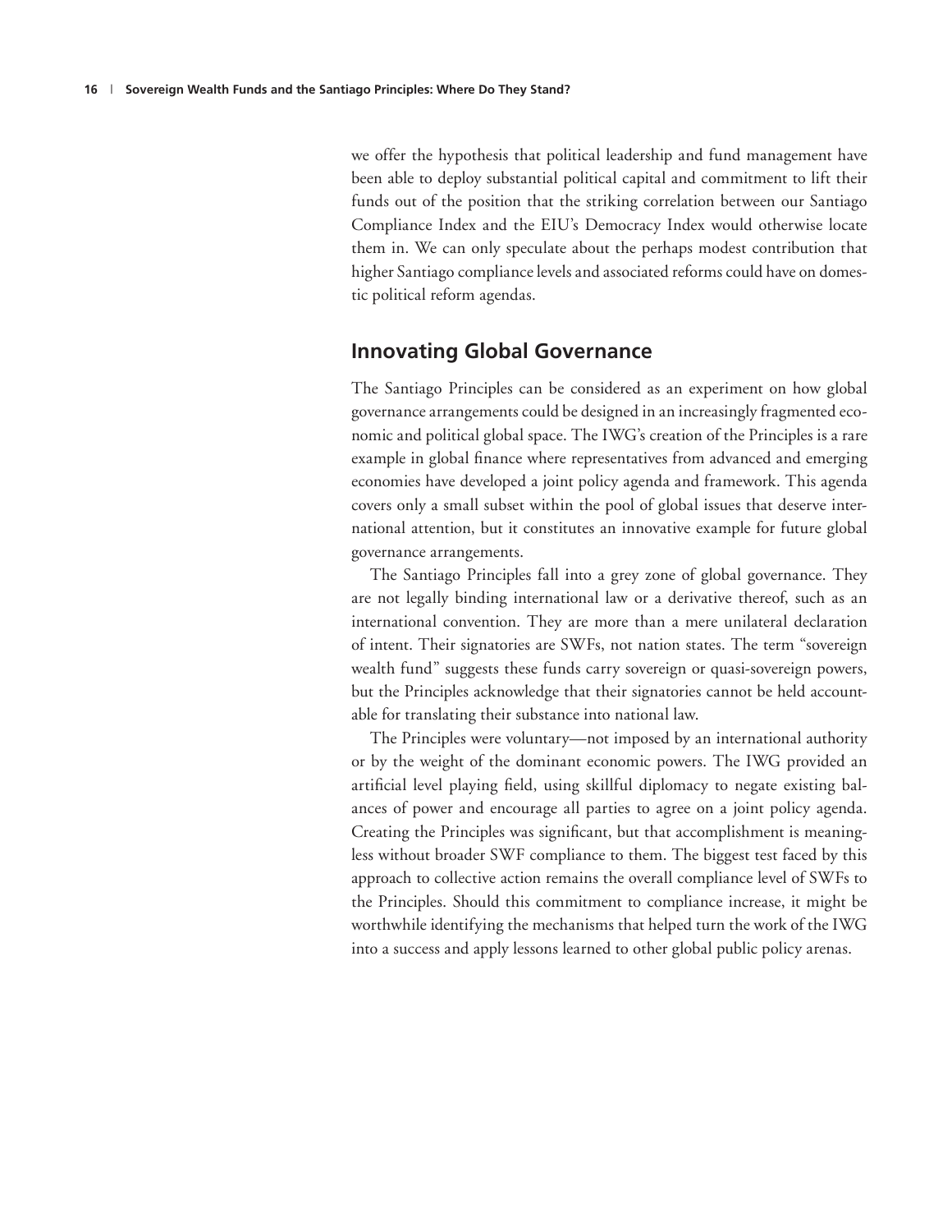we offer the hypothesis that political leadership and fund management have been able to deploy substantial political capital and commitment to lift their funds out of the position that the striking correlation between our Santiago Compliance Index and the EIU's Democracy Index would otherwise locate them in. We can only speculate about the perhaps modest contribution that higher Santiago compliance levels and associated reforms could have on domestic political reform agendas.

## Innovating Global Governance

The Santiago Principles can be considered as an experiment on how global governance arrangements could be designed in an increasingly fragmented economic and political global space. The IWG's creation of the Principles is a rare example in global finance where representatives from advanced and emerging economies have developed a joint policy agenda and framework. This agenda covers only a small subset within the pool of global issues that deserve international attention, but it constitutes an innovative example for future global governance arrangements.

The Santiago Principles fall into a grey zone of global governance. They are not legally binding international law or a derivative thereof, such as an international convention. They are more than a mere unilateral declaration of intent. Their signatories are SWFs, not nation states. The term "sovereign wealth fund" suggests these funds carry sovereign or quasi-sovereign powers, but the Principles acknowledge that their signatories cannot be held accountable for translating their substance into national law.

The Principles were voluntary—not imposed by an international authority or by the weight of the dominant economic powers. The IWG provided an artificial level playing field, using skillful diplomacy to negate existing balances of power and encourage all parties to agree on a joint policy agenda. Creating the Principles was significant, but that accomplishment is meaningless without broader SWF compliance to them. The biggest test faced by this approach to collective action remains the overall compliance level of SWFs to the Principles. Should this commitment to compliance increase, it might be worthwhile identifying the mechanisms that helped turn the work of the IWG into a success and apply lessons learned to other global public policy arenas.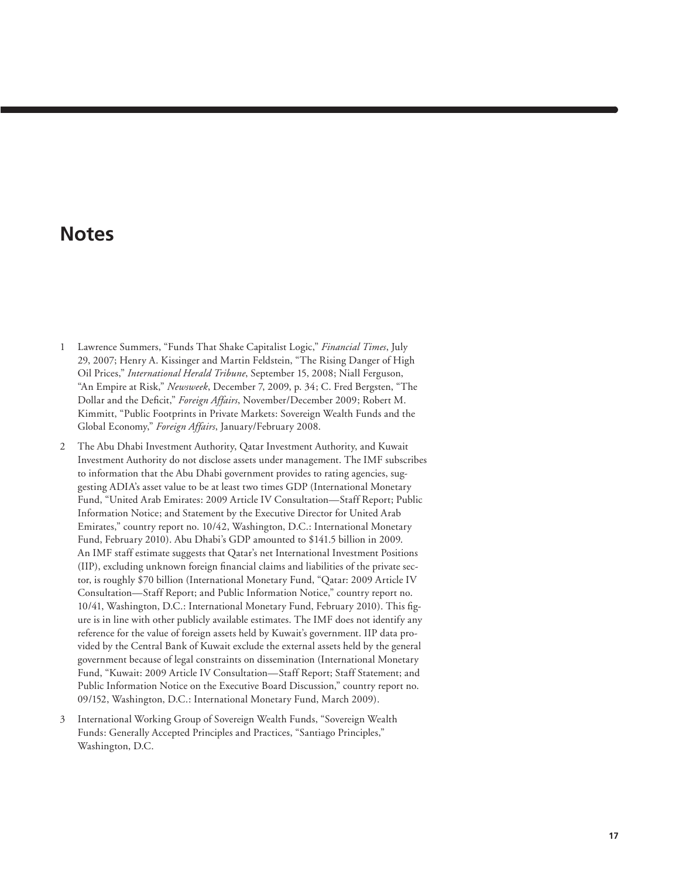# Notes

1 Lawrence Summers, "Funds That Shake Capitalist Logic," *Financial Times*, July 29, 2007; Henry A. Kissinger and Martin Feldstein, "The Rising Danger of High Oil Prices," *International Herald Tribune*, September 15, 2008; Niall Ferguson, "An Empire at Risk," *Newsweek*, December 7, 2009, p. 34; C. Fred Bergsten, "The Dollar and the Deficit," *Foreign Affairs*, November/December 2009; Robert M. Kimmitt, "Public Footprints in Private Markets: Sovereign Wealth Funds and the Global Economy," *Foreign Affairs*, January/February 2008.

2 The Abu Dhabi Investment Authority, Qatar Investment Authority, and Kuwait Investment Authority do not disclose assets under management. The IMF subscribes to information that the Abu Dhabi government provides to rating agencies, suggesting ADIA's asset value to be at least two times GDP (International Monetary Fund, "United Arab Emirates: 2009 Article IV Consultation—Staff Report; Public Information Notice; and Statement by the Executive Director for United Arab Emirates," country report no. 10/42, Washington, D.C.: International Monetary Fund, February 2010). Abu Dhabi's GDP amounted to $141.5 billion in 2009. An IMF staff estimate suggests that Qatar's net International Investment Positions (IIP), excluding unknown foreign financial claims and liabilities of the private sector, is roughly $70 billion (International Monetary Fund, "Qatar: 2009 Article IV Consultation—Staff Report; and Public Information Notice," country report no. 10/41, Washington, D.C.: International Monetary Fund, February 2010). This figure is in line with other publicly available estimates. The IMF does not identify any reference for the value of foreign assets held by Kuwait's government. IIP data provided by the Central Bank of Kuwait exclude the external assets held by the general government because of legal constraints on dissemination (International Monetary Fund, "Kuwait: 2009 Article IV Consultation—Staff Report; Staff Statement; and Public Information Notice on the Executive Board Discussion," country report no. 09/152, Washington, D.C.: International Monetary Fund, March 2009).

3 International Working Group of Sovereign Wealth Funds, "Sovereign Wealth Funds: Generally Accepted Principles and Practices, "Santiago Principles," Washington, D.C.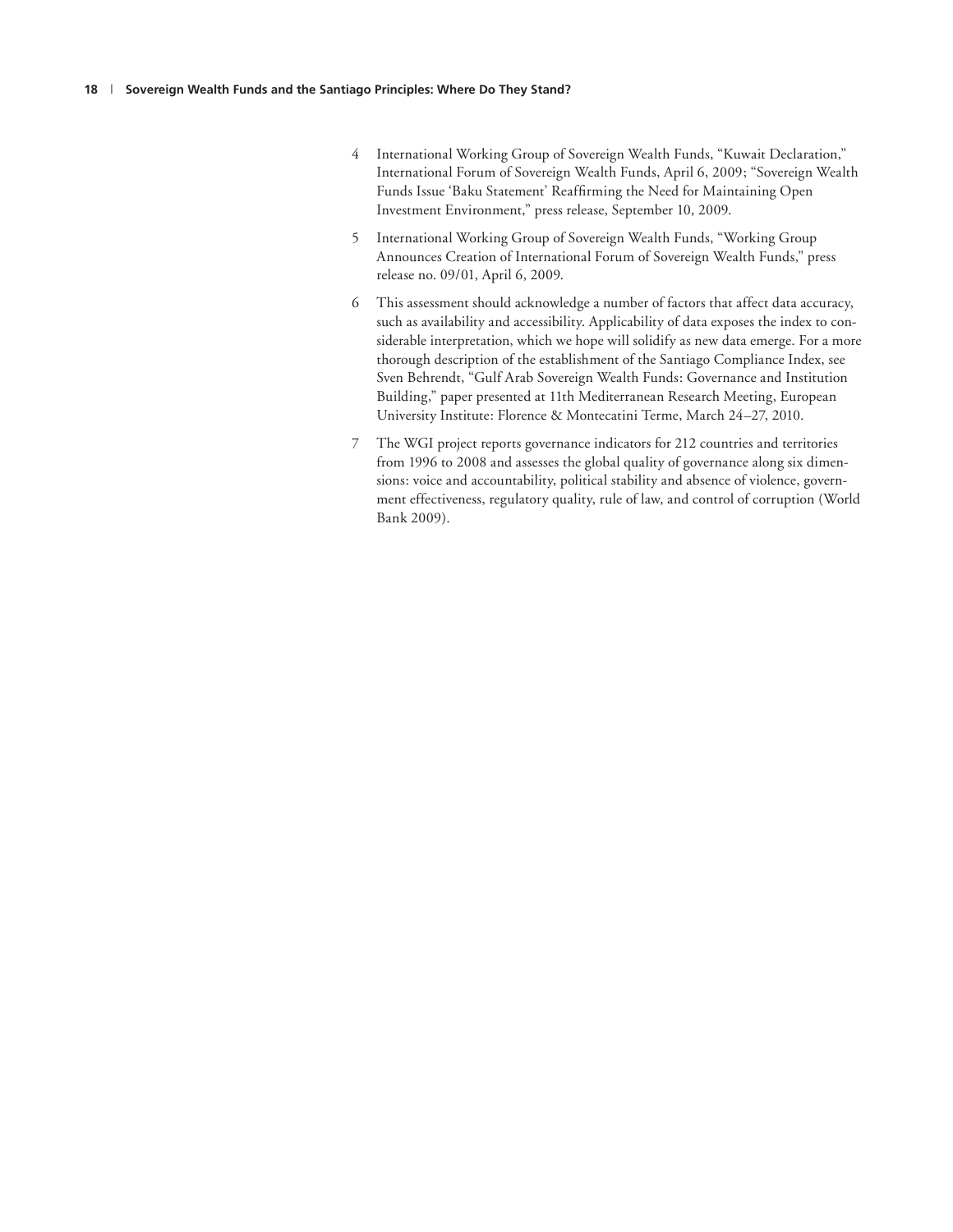4 International Working Group of Sovereign Wealth Funds, "Kuwait Declaration," International Forum of Sovereign Wealth Funds, April 6, 2009; "Sovereign Wealth Funds Issue 'Baku Statement' Reaffirming the Need for Maintaining Open Investment Environment," press release, September 10, 2009.

5 International Working Group of Sovereign Wealth Funds, "Working Group Announces Creation of International Forum of Sovereign Wealth Funds," press release no. 09/01, April 6, 2009.

6 This assessment should acknowledge a number of factors that affect data accuracy, such as availability and accessibility. Applicability of data exposes the index to considerable interpretation, which we hope will solidify as new data emerge. For a more thorough description of the establishment of the Santiago Compliance Index, see Sven Behrendt, "Gulf Arab Sovereign Wealth Funds: Governance and Institution Building," paper presented at 11th Mediterranean Research Meeting, European University Institute: Florence & Montecatini Terme, March 24–27, 2010.

7 The WGI project reports governance indicators for 212 countries and territories from 1996 to 2008 and assesses the global quality of governance along six dimensions: voice and accountability, political stability and absence of violence, government effectiveness, regulatory quality, rule of law, and control of corruption (World Bank 2009).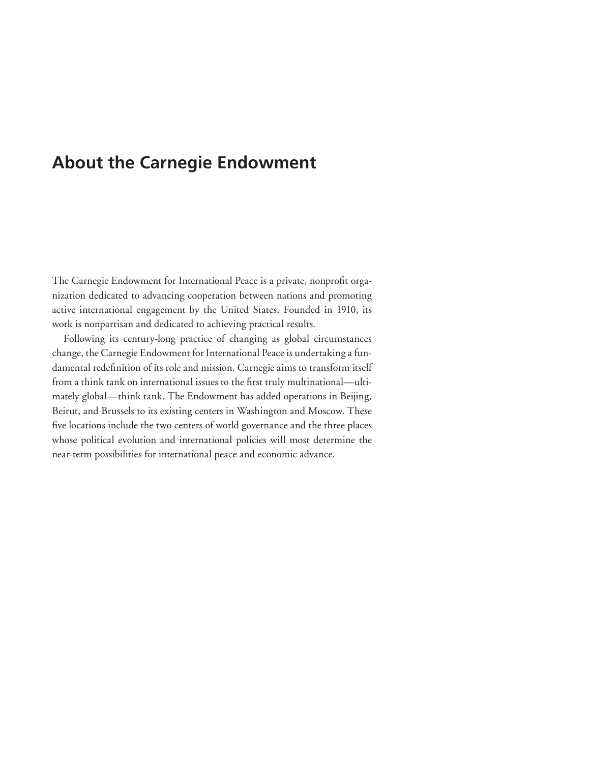# About the Carnegie Endowment

The Carnegie Endowment for International Peace is a private, nonprofit organization dedicated to advancing cooperation between nations and promoting active international engagement by the United States. Founded in 1910, its work is nonpartisan and dedicated to achieving practical results.

Following its century-long practice of changing as global circumstances change, the Carnegie Endowment for International Peace is undertaking a fundamental redefinition of its role and mission. Carnegie aims to transform itself from a think tank on international issues to the first truly multinational—ultimately global—think tank. The Endowment has added operations in Beijing, Beirut, and Brussels to its existing centers in Washington and Moscow. These five locations include the two centers of world governance and the three places whose political evolution and international policies will most determine the near-term possibilities for international peace and economic advance.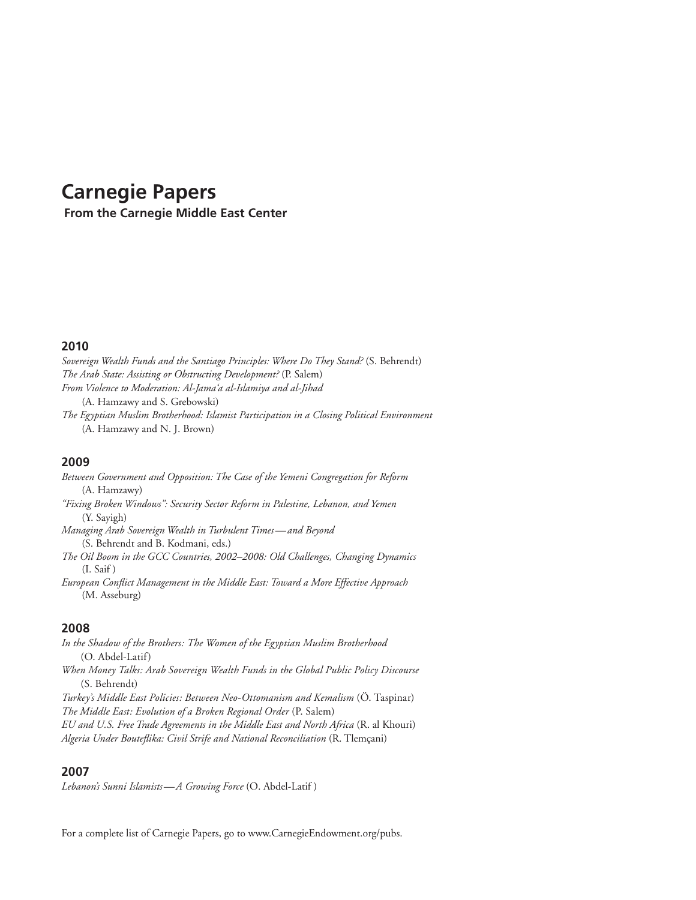# Carnegie Papers

**From the Carnegie Middle East Center**

## 2010

*Sovereign Wealth Funds and the Santiago Principles: Where Do They Stand?* (S. Behrendt)
*The Arab State: Assisting or Obstructing Development?* (P. Salem)
*From Violence to Moderation: Al-Jama'a al-Islamiya and al-Jihad*
(A. Hamzawy and S. Grebowski)
*The Egyptian Muslim Brotherhood: Islamist Participation in a Closing Political Environment*
(A. Hamzawy and N. J. Brown)

## 2009

*Between Government and Opposition: The Case of the Yemeni Congregation for Reform*
(A. Hamzawy)
*"Fixing Broken Windows": Security Sector Reform in Palestine, Lebanon, and Yemen*
(Y. Sayigh)
*Managing Arab Sovereign Wealth in Turbulent Times—and Beyond*
(S. Behrendt and B. Kodmani, eds.)
*The Oil Boom in the GCC Countries, 2002–2008: Old Challenges, Changing Dynamics*
(I. Saif )
*European Conflict Management in the Middle East: Toward a More Effective Approach*
(M. Asseburg)

## 2008

*In the Shadow of the Brothers: The Women of the Egyptian Muslim Brotherhood*
(O. Abdel-Latif)
*When Money Talks: Arab Sovereign Wealth Funds in the Global Public Policy Discourse*
(S. Behrendt)
*Turkey's Middle East Policies: Between Neo-Ottomanism and Kemalism* (Ö. Taspinar)
*The Middle East: Evolution of a Broken Regional Order* (P. Salem)
*EU and U.S. Free Trade Agreements in the Middle East and North Africa* (R. al Khouri)
*Algeria Under Bouteflika: Civil Strife and National Reconciliation* (R. Tlemçani)

## 2007

*Lebanon's Sunni Islamists—A Growing Force* (O. Abdel-Latif )

For a complete list of Carnegie Papers, go to www.CarnegieEndowment.org/pubs.